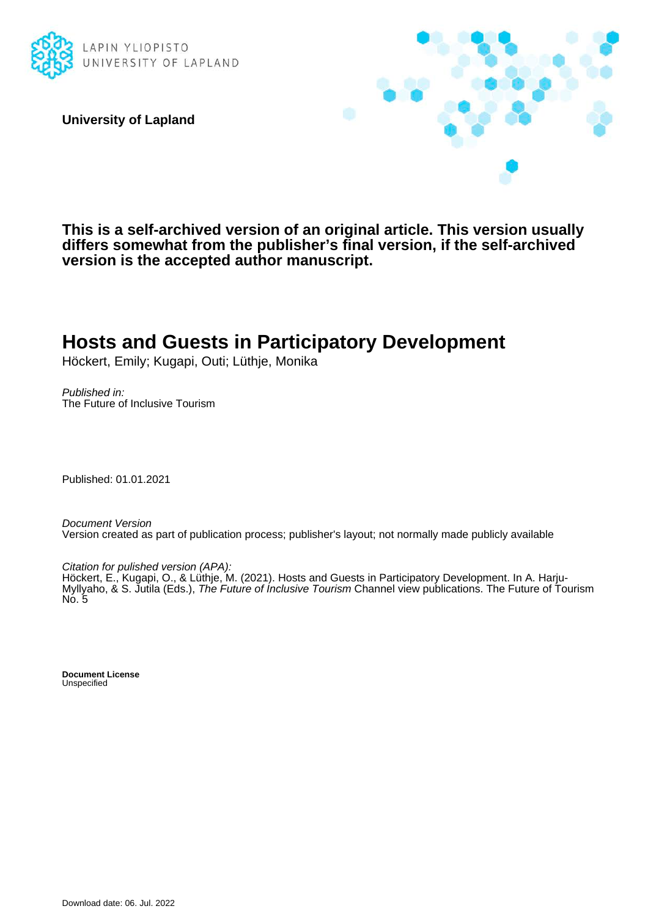LAPIN YLIOPISTO
UNIVERSITY OF LAPLAND

**University of Lapland**

**This is a self-archived version of an original article. This version usually differs somewhat from the publisher's final version, if the self-archived version is the accepted author manuscript.**

# Hosts and Guests in Participatory Development

Höckert, Emily; Kugapi, Outi; Lüthje, Monika

*Published in:*
The Future of Inclusive Tourism

Published: 01.01.2021

*Document Version*
Version created as part of publication process; publisher's layout; not normally made publicly available

*Citation for pulished version (APA):*
Höckert, E., Kugapi, O., & Lüthje, M. (2021). Hosts and Guests in Participatory Development. In A. Harju-Myllyaho, & S. Jutila (Eds.), *The Future of Inclusive Tourism* Channel view publications. The Future of Tourism No. 5

**Document License**
Unspecified

Download date: 06. Jul. 2022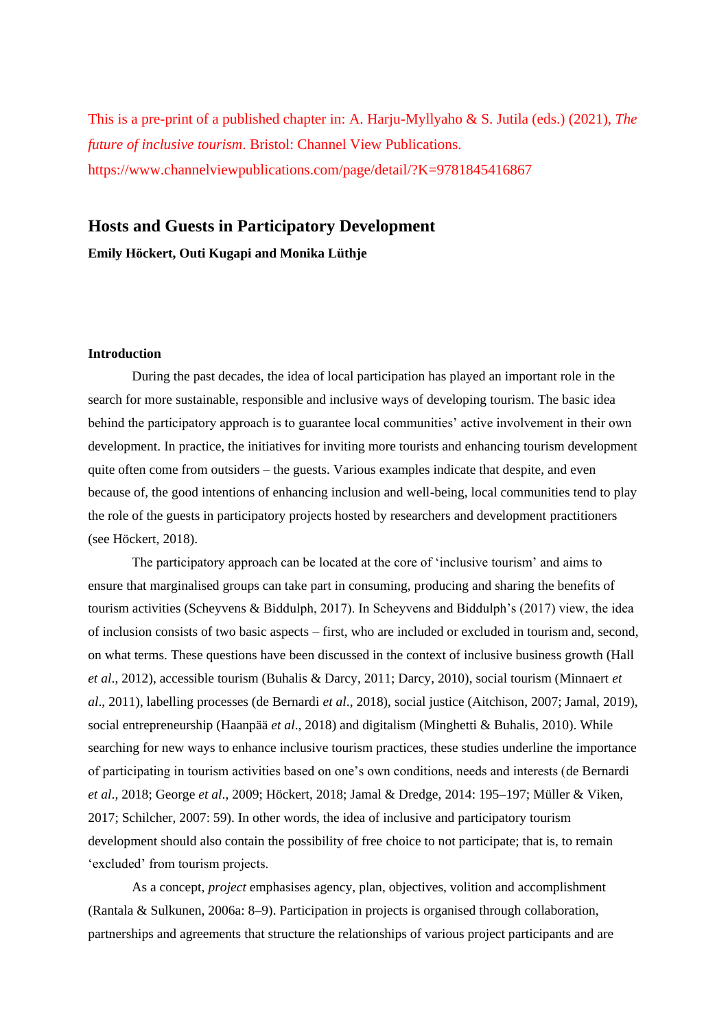This is a pre-print of a published chapter in: A. Harju-Myllyaho & S. Jutila (eds.) (2021), *The future of inclusive tourism*. Bristol: Channel View Publications. https://www.channelviewpublications.com/page/detail/?K=9781845416867

# Hosts and Guests in Participatory Development

**Emily Höckert, Outi Kugapi and Monika Lüthje**

## Introduction

During the past decades, the idea of local participation has played an important role in the search for more sustainable, responsible and inclusive ways of developing tourism. The basic idea behind the participatory approach is to guarantee local communities' active involvement in their own development. In practice, the initiatives for inviting more tourists and enhancing tourism development quite often come from outsiders – the guests. Various examples indicate that despite, and even because of, the good intentions of enhancing inclusion and well-being, local communities tend to play the role of the guests in participatory projects hosted by researchers and development practitioners (see Höckert, 2018).

The participatory approach can be located at the core of 'inclusive tourism' and aims to ensure that marginalised groups can take part in consuming, producing and sharing the benefits of tourism activities (Scheyvens & Biddulph, 2017). In Scheyvens and Biddulph's (2017) view, the idea of inclusion consists of two basic aspects – first, who are included or excluded in tourism and, second, on what terms. These questions have been discussed in the context of inclusive business growth (Hall *et al*., 2012), accessible tourism (Buhalis & Darcy, 2011; Darcy, 2010), social tourism (Minnaert *et al*., 2011), labelling processes (de Bernardi *et al*., 2018), social justice (Aitchison, 2007; Jamal, 2019), social entrepreneurship (Haanpää *et al*., 2018) and digitalism (Minghetti & Buhalis, 2010). While searching for new ways to enhance inclusive tourism practices, these studies underline the importance of participating in tourism activities based on one's own conditions, needs and interests (de Bernardi *et al*., 2018; George *et al*., 2009; Höckert, 2018; Jamal & Dredge, 2014: 195–197; Müller & Viken, 2017; Schilcher, 2007: 59). In other words, the idea of inclusive and participatory tourism development should also contain the possibility of free choice to not participate; that is, to remain 'excluded' from tourism projects.

As a concept, *project* emphasises agency, plan, objectives, volition and accomplishment (Rantala & Sulkunen, 2006a: 8–9). Participation in projects is organised through collaboration, partnerships and agreements that structure the relationships of various project participants and are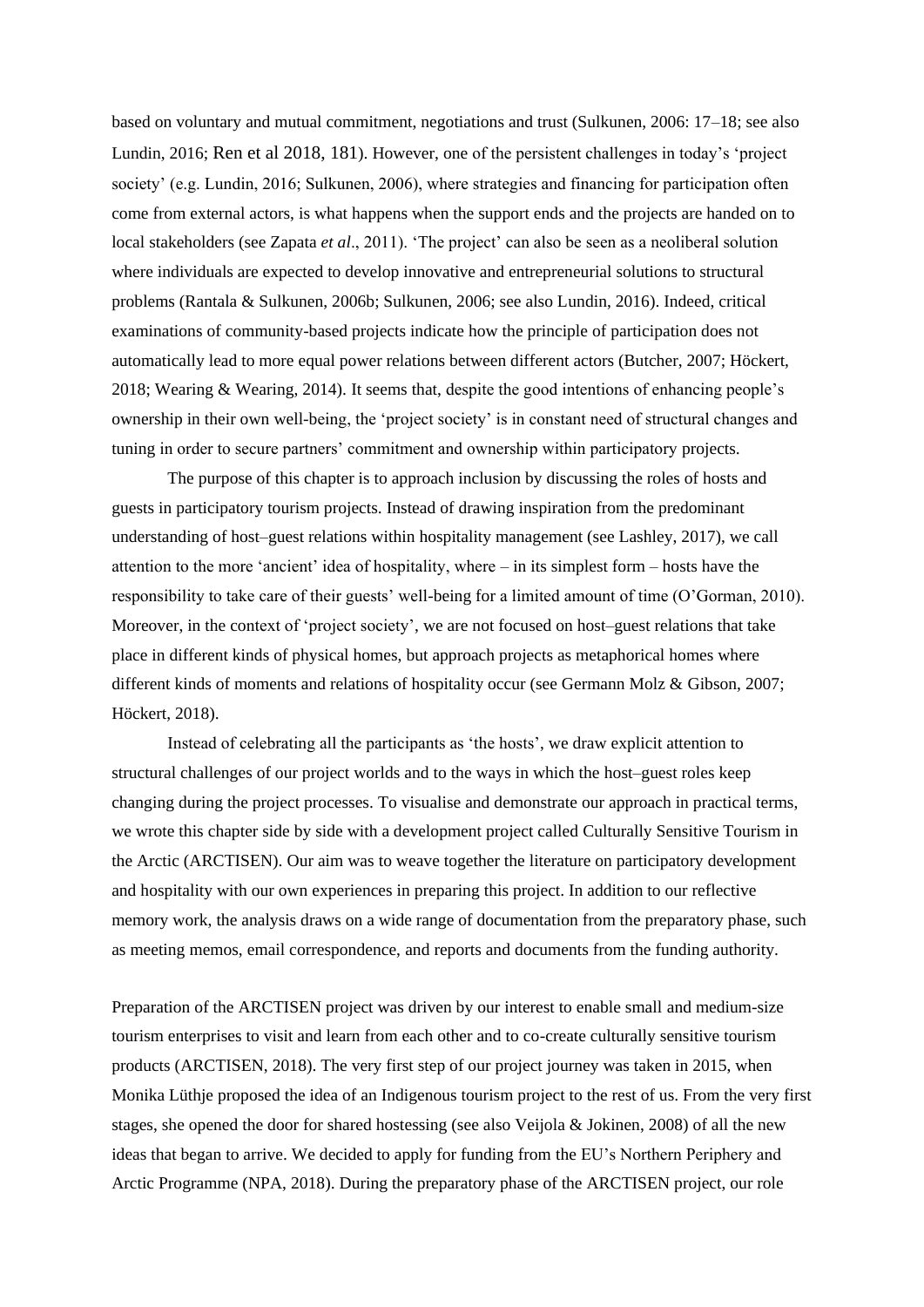based on voluntary and mutual commitment, negotiations and trust (Sulkunen, 2006: 17–18; see also Lundin, 2016; Ren et al 2018, 181). However, one of the persistent challenges in today's 'project society' (e.g. Lundin, 2016; Sulkunen, 2006), where strategies and financing for participation often come from external actors, is what happens when the support ends and the projects are handed on to local stakeholders (see Zapata *et al*., 2011). 'The project' can also be seen as a neoliberal solution where individuals are expected to develop innovative and entrepreneurial solutions to structural problems (Rantala & Sulkunen, 2006b; Sulkunen, 2006; see also Lundin, 2016). Indeed, critical examinations of community-based projects indicate how the principle of participation does not automatically lead to more equal power relations between different actors (Butcher, 2007; Höckert, 2018; Wearing & Wearing, 2014). It seems that, despite the good intentions of enhancing people's ownership in their own well-being, the 'project society' is in constant need of structural changes and tuning in order to secure partners' commitment and ownership within participatory projects.

The purpose of this chapter is to approach inclusion by discussing the roles of hosts and guests in participatory tourism projects. Instead of drawing inspiration from the predominant understanding of host–guest relations within hospitality management (see Lashley, 2017), we call attention to the more 'ancient' idea of hospitality, where – in its simplest form – hosts have the responsibility to take care of their guests' well-being for a limited amount of time (O'Gorman, 2010). Moreover, in the context of 'project society', we are not focused on host–guest relations that take place in different kinds of physical homes, but approach projects as metaphorical homes where different kinds of moments and relations of hospitality occur (see Germann Molz & Gibson, 2007; Höckert, 2018).

Instead of celebrating all the participants as 'the hosts', we draw explicit attention to structural challenges of our project worlds and to the ways in which the host–guest roles keep changing during the project processes. To visualise and demonstrate our approach in practical terms, we wrote this chapter side by side with a development project called Culturally Sensitive Tourism in the Arctic (ARCTISEN). Our aim was to weave together the literature on participatory development and hospitality with our own experiences in preparing this project. In addition to our reflective memory work, the analysis draws on a wide range of documentation from the preparatory phase, such as meeting memos, email correspondence, and reports and documents from the funding authority.

Preparation of the ARCTISEN project was driven by our interest to enable small and medium-size tourism enterprises to visit and learn from each other and to co-create culturally sensitive tourism products (ARCTISEN, 2018). The very first step of our project journey was taken in 2015, when Monika Lüthje proposed the idea of an Indigenous tourism project to the rest of us. From the very first stages, she opened the door for shared hostessing (see also Veijola & Jokinen, 2008) of all the new ideas that began to arrive. We decided to apply for funding from the EU's Northern Periphery and Arctic Programme (NPA, 2018). During the preparatory phase of the ARCTISEN project, our role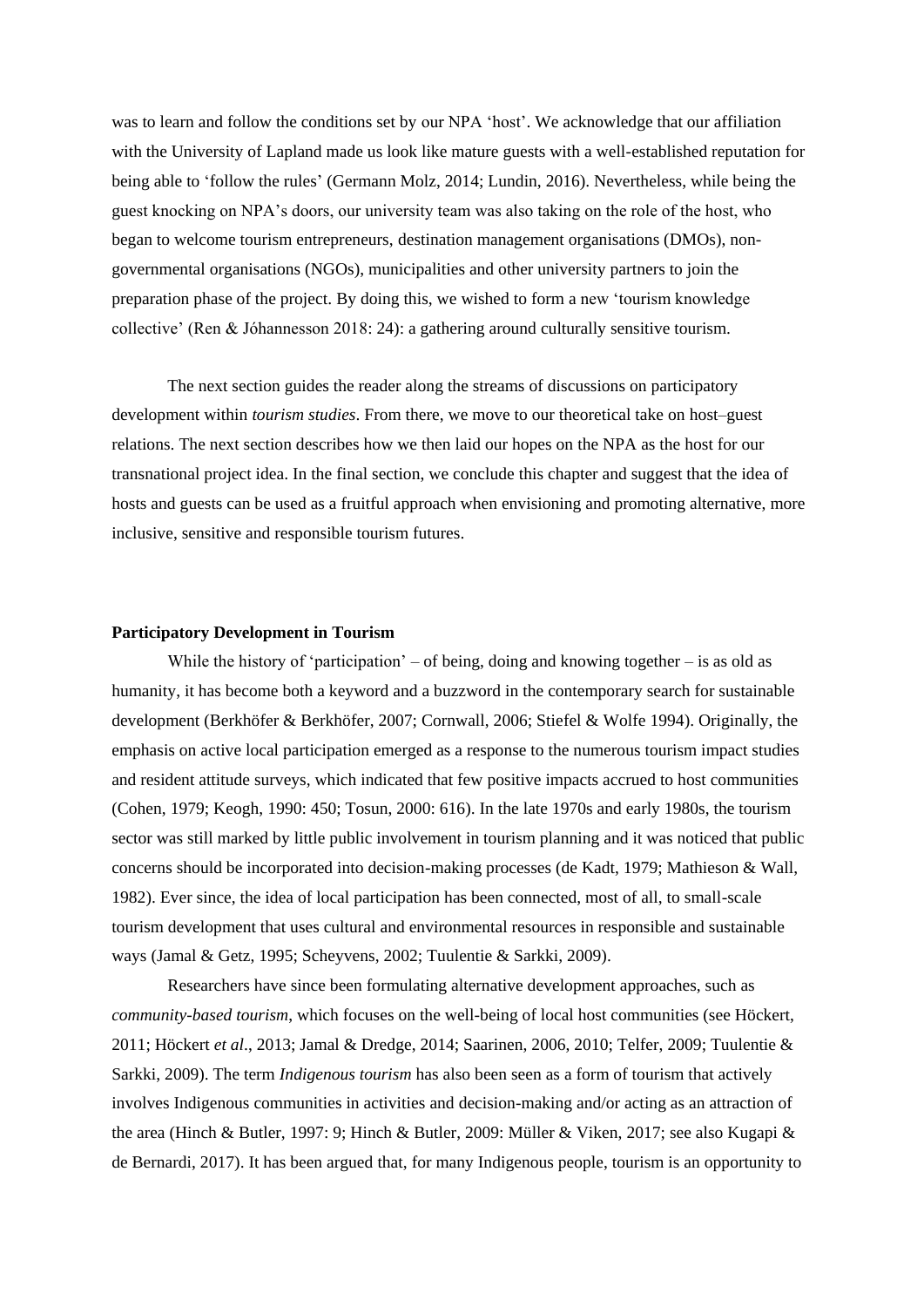was to learn and follow the conditions set by our NPA 'host'. We acknowledge that our affiliation with the University of Lapland made us look like mature guests with a well-established reputation for being able to 'follow the rules' (Germann Molz, 2014; Lundin, 2016). Nevertheless, while being the guest knocking on NPA's doors, our university team was also taking on the role of the host, who began to welcome tourism entrepreneurs, destination management organisations (DMOs), non-governmental organisations (NGOs), municipalities and other university partners to join the preparation phase of the project. By doing this, we wished to form a new 'tourism knowledge collective' (Ren & Jóhannesson 2018: 24): a gathering around culturally sensitive tourism.

The next section guides the reader along the streams of discussions on participatory development within *tourism studies*. From there, we move to our theoretical take on host–guest relations. The next section describes how we then laid our hopes on the NPA as the host for our transnational project idea. In the final section, we conclude this chapter and suggest that the idea of hosts and guests can be used as a fruitful approach when envisioning and promoting alternative, more inclusive, sensitive and responsible tourism futures.

**Participatory Development in Tourism**

While the history of 'participation' – of being, doing and knowing together – is as old as humanity, it has become both a keyword and a buzzword in the contemporary search for sustainable development (Berkhöfer & Berkhöfer, 2007; Cornwall, 2006; Stiefel & Wolfe 1994). Originally, the emphasis on active local participation emerged as a response to the numerous tourism impact studies and resident attitude surveys, which indicated that few positive impacts accrued to host communities (Cohen, 1979; Keogh, 1990: 450; Tosun, 2000: 616). In the late 1970s and early 1980s, the tourism sector was still marked by little public involvement in tourism planning and it was noticed that public concerns should be incorporated into decision-making processes (de Kadt, 1979; Mathieson & Wall, 1982). Ever since, the idea of local participation has been connected, most of all, to small-scale tourism development that uses cultural and environmental resources in responsible and sustainable ways (Jamal & Getz, 1995; Scheyvens, 2002; Tuulentie & Sarkki, 2009).

Researchers have since been formulating alternative development approaches, such as *community-based tourism*, which focuses on the well-being of local host communities (see Höckert, 2011; Höckert *et al*., 2013; Jamal & Dredge, 2014; Saarinen, 2006, 2010; Telfer, 2009; Tuulentie & Sarkki, 2009). The term *Indigenous tourism* has also been seen as a form of tourism that actively involves Indigenous communities in activities and decision-making and/or acting as an attraction of the area (Hinch & Butler, 1997: 9; Hinch & Butler, 2009: Müller & Viken, 2017; see also Kugapi & de Bernardi, 2017). It has been argued that, for many Indigenous people, tourism is an opportunity to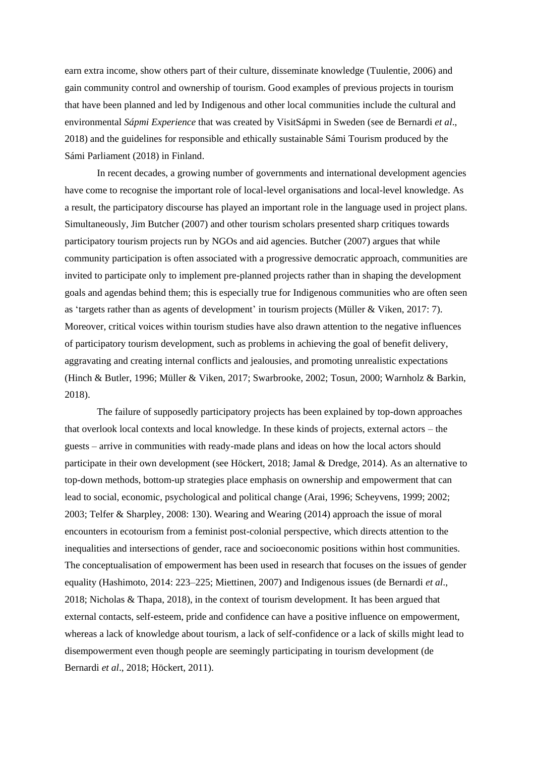earn extra income, show others part of their culture, disseminate knowledge (Tuulentie, 2006) and gain community control and ownership of tourism. Good examples of previous projects in tourism that have been planned and led by Indigenous and other local communities include the cultural and environmental *Sápmi Experience* that was created by VisitSápmi in Sweden (see de Bernardi *et al*., 2018) and the guidelines for responsible and ethically sustainable Sámi Tourism produced by the Sámi Parliament (2018) in Finland.

In recent decades, a growing number of governments and international development agencies have come to recognise the important role of local-level organisations and local-level knowledge. As a result, the participatory discourse has played an important role in the language used in project plans. Simultaneously, Jim Butcher (2007) and other tourism scholars presented sharp critiques towards participatory tourism projects run by NGOs and aid agencies. Butcher (2007) argues that while community participation is often associated with a progressive democratic approach, communities are invited to participate only to implement pre-planned projects rather than in shaping the development goals and agendas behind them; this is especially true for Indigenous communities who are often seen as 'targets rather than as agents of development' in tourism projects (Müller & Viken, 2017: 7). Moreover, critical voices within tourism studies have also drawn attention to the negative influences of participatory tourism development, such as problems in achieving the goal of benefit delivery, aggravating and creating internal conflicts and jealousies, and promoting unrealistic expectations (Hinch & Butler, 1996; Müller & Viken, 2017; Swarbrooke, 2002; Tosun, 2000; Warnholz & Barkin, 2018).

The failure of supposedly participatory projects has been explained by top-down approaches that overlook local contexts and local knowledge. In these kinds of projects, external actors – the guests – arrive in communities with ready-made plans and ideas on how the local actors should participate in their own development (see Höckert, 2018; Jamal & Dredge, 2014). As an alternative to top-down methods, bottom-up strategies place emphasis on ownership and empowerment that can lead to social, economic, psychological and political change (Arai, 1996; Scheyvens, 1999; 2002; 2003; Telfer & Sharpley, 2008: 130). Wearing and Wearing (2014) approach the issue of moral encounters in ecotourism from a feminist post-colonial perspective, which directs attention to the inequalities and intersections of gender, race and socioeconomic positions within host communities. The conceptualisation of empowerment has been used in research that focuses on the issues of gender equality (Hashimoto, 2014: 223–225; Miettinen, 2007) and Indigenous issues (de Bernardi *et al*., 2018; Nicholas & Thapa, 2018), in the context of tourism development. It has been argued that external contacts, self-esteem, pride and confidence can have a positive influence on empowerment, whereas a lack of knowledge about tourism, a lack of self-confidence or a lack of skills might lead to disempowerment even though people are seemingly participating in tourism development (de Bernardi *et al*., 2018; Höckert, 2011).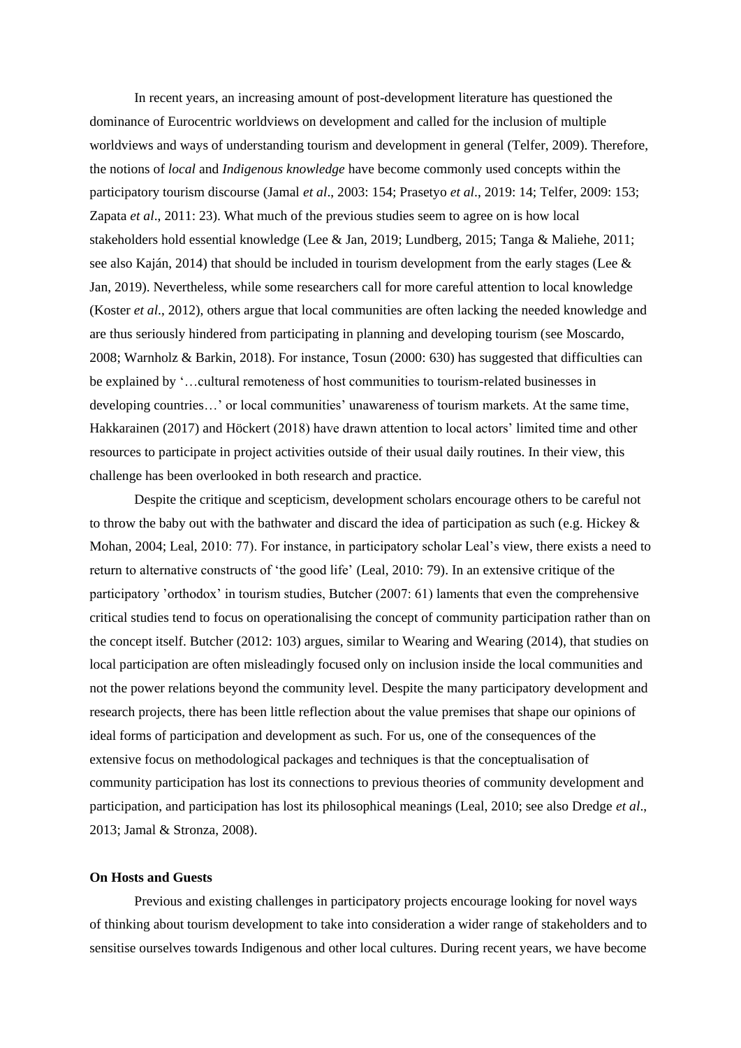In recent years, an increasing amount of post-development literature has questioned the dominance of Eurocentric worldviews on development and called for the inclusion of multiple worldviews and ways of understanding tourism and development in general (Telfer, 2009). Therefore, the notions of *local* and *Indigenous knowledge* have become commonly used concepts within the participatory tourism discourse (Jamal *et al*., 2003: 154; Prasetyo *et al*., 2019: 14; Telfer, 2009: 153; Zapata *et al*., 2011: 23). What much of the previous studies seem to agree on is how local stakeholders hold essential knowledge (Lee & Jan, 2019; Lundberg, 2015; Tanga & Maliehe, 2011; see also Kaján, 2014) that should be included in tourism development from the early stages (Lee & Jan, 2019). Nevertheless, while some researchers call for more careful attention to local knowledge (Koster *et al*., 2012), others argue that local communities are often lacking the needed knowledge and are thus seriously hindered from participating in planning and developing tourism (see Moscardo, 2008; Warnholz & Barkin, 2018). For instance, Tosun (2000: 630) has suggested that difficulties can be explained by '…cultural remoteness of host communities to tourism-related businesses in developing countries…' or local communities' unawareness of tourism markets. At the same time, Hakkarainen (2017) and Höckert (2018) have drawn attention to local actors' limited time and other resources to participate in project activities outside of their usual daily routines. In their view, this challenge has been overlooked in both research and practice.

Despite the critique and scepticism, development scholars encourage others to be careful not to throw the baby out with the bathwater and discard the idea of participation as such (e.g. Hickey & Mohan, 2004; Leal, 2010: 77). For instance, in participatory scholar Leal's view, there exists a need to return to alternative constructs of 'the good life' (Leal, 2010: 79). In an extensive critique of the participatory 'orthodox' in tourism studies, Butcher (2007: 61) laments that even the comprehensive critical studies tend to focus on operationalising the concept of community participation rather than on the concept itself. Butcher (2012: 103) argues, similar to Wearing and Wearing (2014), that studies on local participation are often misleadingly focused only on inclusion inside the local communities and not the power relations beyond the community level. Despite the many participatory development and research projects, there has been little reflection about the value premises that shape our opinions of ideal forms of participation and development as such. For us, one of the consequences of the extensive focus on methodological packages and techniques is that the conceptualisation of community participation has lost its connections to previous theories of community development and participation, and participation has lost its philosophical meanings (Leal, 2010; see also Dredge *et al*., 2013; Jamal & Stronza, 2008).

**On Hosts and Guests**

Previous and existing challenges in participatory projects encourage looking for novel ways of thinking about tourism development to take into consideration a wider range of stakeholders and to sensitise ourselves towards Indigenous and other local cultures. During recent years, we have become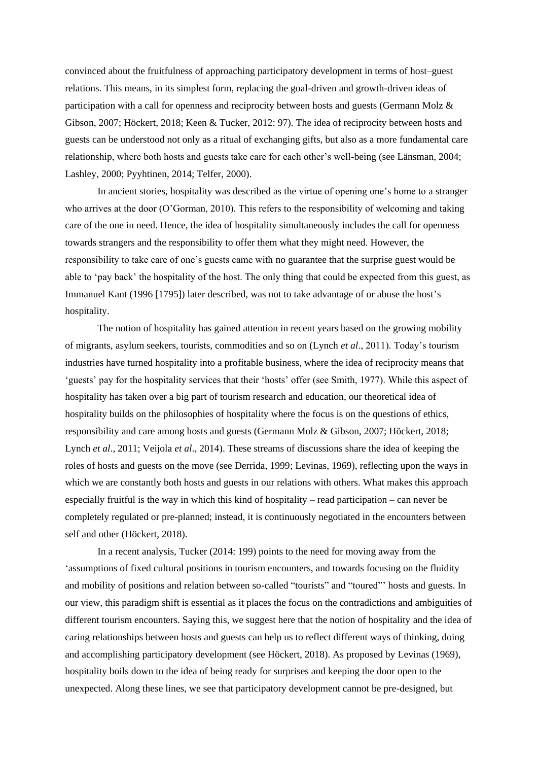convinced about the fruitfulness of approaching participatory development in terms of host–guest relations. This means, in its simplest form, replacing the goal-driven and growth-driven ideas of participation with a call for openness and reciprocity between hosts and guests (Germann Molz & Gibson, 2007; Höckert, 2018; Keen & Tucker, 2012: 97). The idea of reciprocity between hosts and guests can be understood not only as a ritual of exchanging gifts, but also as a more fundamental care relationship, where both hosts and guests take care for each other's well-being (see Länsman, 2004; Lashley, 2000; Pyyhtinen, 2014; Telfer, 2000).

In ancient stories, hospitality was described as the virtue of opening one's home to a stranger who arrives at the door (O'Gorman, 2010). This refers to the responsibility of welcoming and taking care of the one in need. Hence, the idea of hospitality simultaneously includes the call for openness towards strangers and the responsibility to offer them what they might need. However, the responsibility to take care of one's guests came with no guarantee that the surprise guest would be able to 'pay back' the hospitality of the host. The only thing that could be expected from this guest, as Immanuel Kant (1996 [1795]) later described, was not to take advantage of or abuse the host's hospitality.

The notion of hospitality has gained attention in recent years based on the growing mobility of migrants, asylum seekers, tourists, commodities and so on (Lynch *et al*., 2011). Today's tourism industries have turned hospitality into a profitable business, where the idea of reciprocity means that 'guests' pay for the hospitality services that their 'hosts' offer (see Smith, 1977). While this aspect of hospitality has taken over a big part of tourism research and education, our theoretical idea of hospitality builds on the philosophies of hospitality where the focus is on the questions of ethics, responsibility and care among hosts and guests (Germann Molz & Gibson, 2007; Höckert, 2018; Lynch *et al*., 2011; Veijola *et al*., 2014). These streams of discussions share the idea of keeping the roles of hosts and guests on the move (see Derrida, 1999; Levinas, 1969), reflecting upon the ways in which we are constantly both hosts and guests in our relations with others. What makes this approach especially fruitful is the way in which this kind of hospitality – read participation – can never be completely regulated or pre-planned; instead, it is continuously negotiated in the encounters between self and other (Höckert, 2018).

In a recent analysis, Tucker (2014: 199) points to the need for moving away from the 'assumptions of fixed cultural positions in tourism encounters, and towards focusing on the fluidity and mobility of positions and relation between so-called "tourists" and "toured"' hosts and guests. In our view, this paradigm shift is essential as it places the focus on the contradictions and ambiguities of different tourism encounters. Saying this, we suggest here that the notion of hospitality and the idea of caring relationships between hosts and guests can help us to reflect different ways of thinking, doing and accomplishing participatory development (see Höckert, 2018). As proposed by Levinas (1969), hospitality boils down to the idea of being ready for surprises and keeping the door open to the unexpected. Along these lines, we see that participatory development cannot be pre-designed, but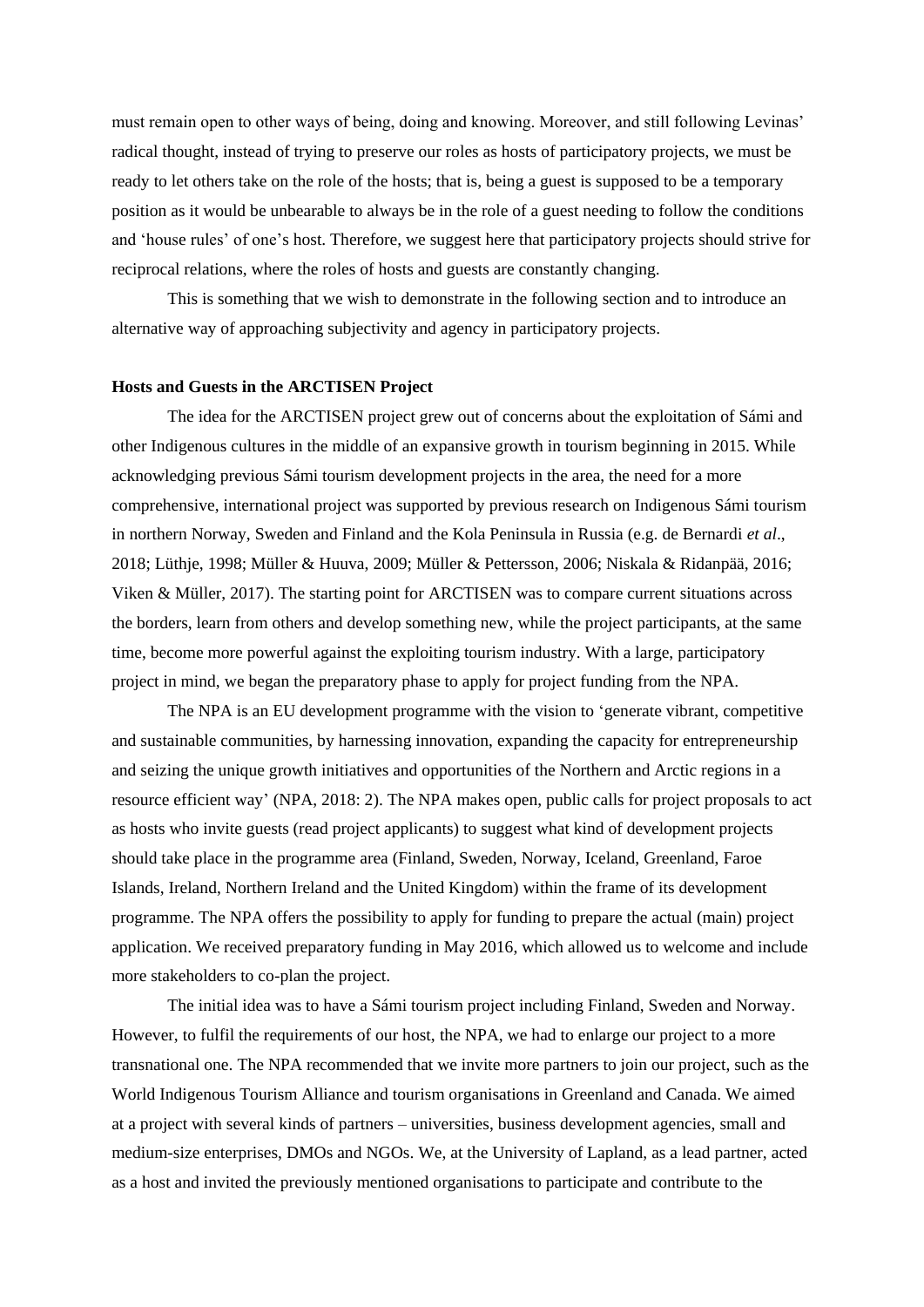must remain open to other ways of being, doing and knowing. Moreover, and still following Levinas' radical thought, instead of trying to preserve our roles as hosts of participatory projects, we must be ready to let others take on the role of the hosts; that is, being a guest is supposed to be a temporary position as it would be unbearable to always be in the role of a guest needing to follow the conditions and 'house rules' of one's host. Therefore, we suggest here that participatory projects should strive for reciprocal relations, where the roles of hosts and guests are constantly changing.

This is something that we wish to demonstrate in the following section and to introduce an alternative way of approaching subjectivity and agency in participatory projects.

**Hosts and Guests in the ARCTISEN Project**

The idea for the ARCTISEN project grew out of concerns about the exploitation of Sámi and other Indigenous cultures in the middle of an expansive growth in tourism beginning in 2015. While acknowledging previous Sámi tourism development projects in the area, the need for a more comprehensive, international project was supported by previous research on Indigenous Sámi tourism in northern Norway, Sweden and Finland and the Kola Peninsula in Russia (e.g. de Bernardi *et al*., 2018; Lüthje, 1998; Müller & Huuva, 2009; Müller & Pettersson, 2006; Niskala & Ridanpää, 2016; Viken & Müller, 2017). The starting point for ARCTISEN was to compare current situations across the borders, learn from others and develop something new, while the project participants, at the same time, become more powerful against the exploiting tourism industry. With a large, participatory project in mind, we began the preparatory phase to apply for project funding from the NPA.

The NPA is an EU development programme with the vision to 'generate vibrant, competitive and sustainable communities, by harnessing innovation, expanding the capacity for entrepreneurship and seizing the unique growth initiatives and opportunities of the Northern and Arctic regions in a resource efficient way' (NPA, 2018: 2). The NPA makes open, public calls for project proposals to act as hosts who invite guests (read project applicants) to suggest what kind of development projects should take place in the programme area (Finland, Sweden, Norway, Iceland, Greenland, Faroe Islands, Ireland, Northern Ireland and the United Kingdom) within the frame of its development programme. The NPA offers the possibility to apply for funding to prepare the actual (main) project application. We received preparatory funding in May 2016, which allowed us to welcome and include more stakeholders to co-plan the project.

The initial idea was to have a Sámi tourism project including Finland, Sweden and Norway. However, to fulfil the requirements of our host, the NPA, we had to enlarge our project to a more transnational one. The NPA recommended that we invite more partners to join our project, such as the World Indigenous Tourism Alliance and tourism organisations in Greenland and Canada. We aimed at a project with several kinds of partners – universities, business development agencies, small and medium-size enterprises, DMOs and NGOs. We, at the University of Lapland, as a lead partner, acted as a host and invited the previously mentioned organisations to participate and contribute to the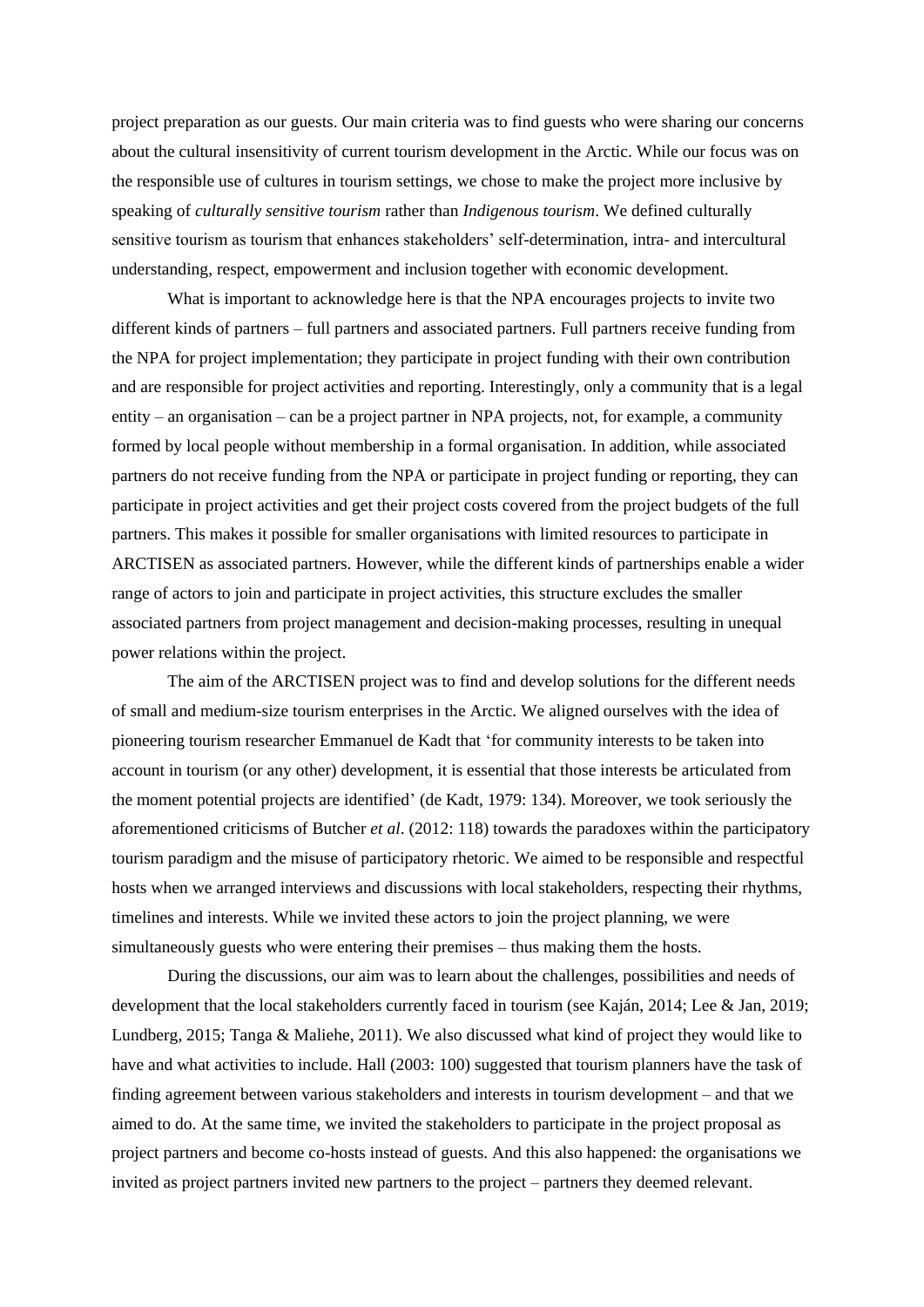project preparation as our guests. Our main criteria was to find guests who were sharing our concerns about the cultural insensitivity of current tourism development in the Arctic. While our focus was on the responsible use of cultures in tourism settings, we chose to make the project more inclusive by speaking of *culturally sensitive tourism* rather than *Indigenous tourism*. We defined culturally sensitive tourism as tourism that enhances stakeholders' self-determination, intra- and intercultural understanding, respect, empowerment and inclusion together with economic development.

What is important to acknowledge here is that the NPA encourages projects to invite two different kinds of partners – full partners and associated partners. Full partners receive funding from the NPA for project implementation; they participate in project funding with their own contribution and are responsible for project activities and reporting. Interestingly, only a community that is a legal entity – an organisation – can be a project partner in NPA projects, not, for example, a community formed by local people without membership in a formal organisation. In addition, while associated partners do not receive funding from the NPA or participate in project funding or reporting, they can participate in project activities and get their project costs covered from the project budgets of the full partners. This makes it possible for smaller organisations with limited resources to participate in ARCTISEN as associated partners. However, while the different kinds of partnerships enable a wider range of actors to join and participate in project activities, this structure excludes the smaller associated partners from project management and decision-making processes, resulting in unequal power relations within the project.

The aim of the ARCTISEN project was to find and develop solutions for the different needs of small and medium-size tourism enterprises in the Arctic. We aligned ourselves with the idea of pioneering tourism researcher Emmanuel de Kadt that 'for community interests to be taken into account in tourism (or any other) development, it is essential that those interests be articulated from the moment potential projects are identified' (de Kadt, 1979: 134). Moreover, we took seriously the aforementioned criticisms of Butcher *et al*. (2012: 118) towards the paradoxes within the participatory tourism paradigm and the misuse of participatory rhetoric. We aimed to be responsible and respectful hosts when we arranged interviews and discussions with local stakeholders, respecting their rhythms, timelines and interests. While we invited these actors to join the project planning, we were simultaneously guests who were entering their premises – thus making them the hosts.

During the discussions, our aim was to learn about the challenges, possibilities and needs of development that the local stakeholders currently faced in tourism (see Kaján, 2014; Lee & Jan, 2019; Lundberg, 2015; Tanga & Maliehe, 2011). We also discussed what kind of project they would like to have and what activities to include. Hall (2003: 100) suggested that tourism planners have the task of finding agreement between various stakeholders and interests in tourism development – and that we aimed to do. At the same time, we invited the stakeholders to participate in the project proposal as project partners and become co-hosts instead of guests. And this also happened: the organisations we invited as project partners invited new partners to the project – partners they deemed relevant.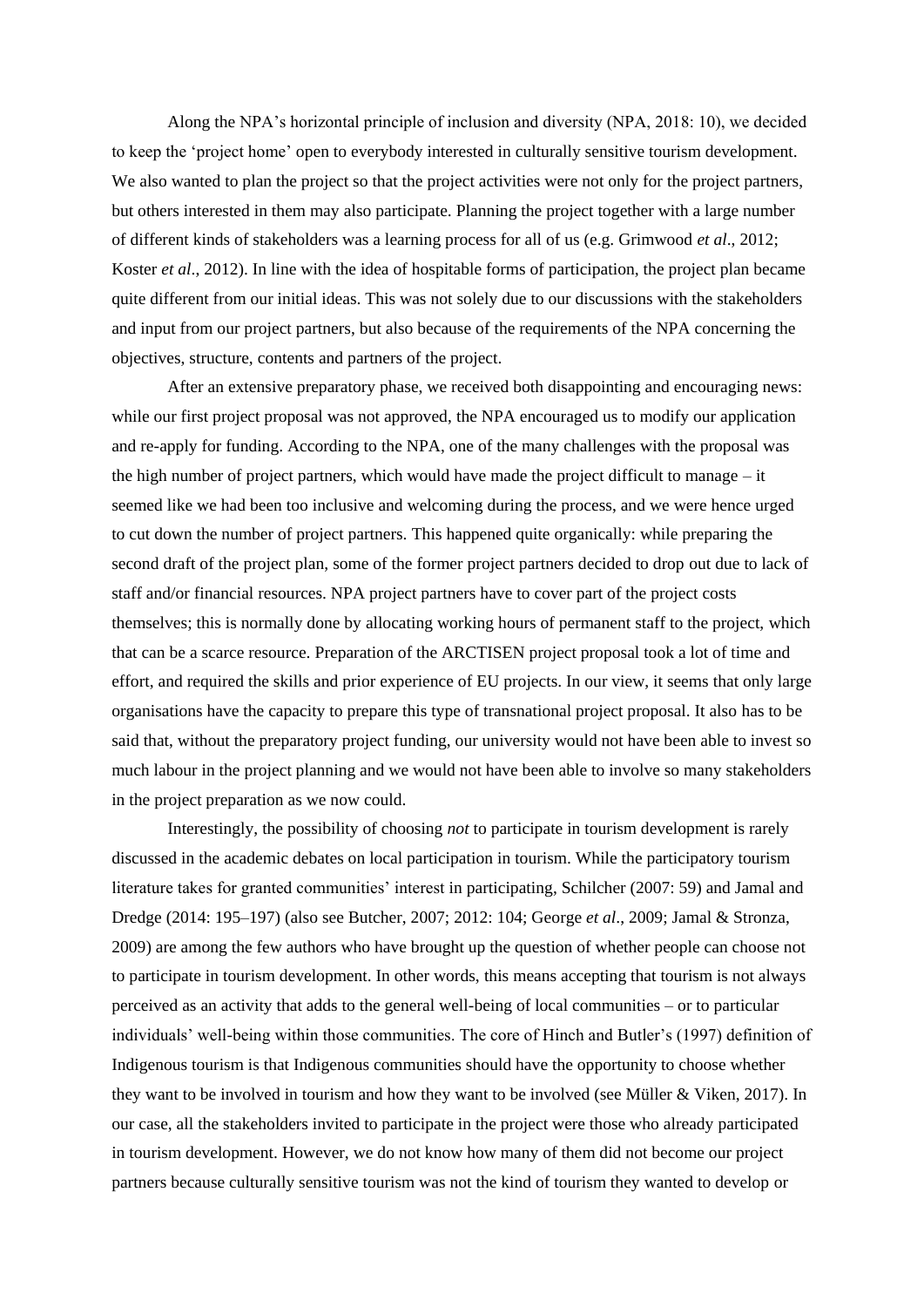Along the NPA's horizontal principle of inclusion and diversity (NPA, 2018: 10), we decided to keep the 'project home' open to everybody interested in culturally sensitive tourism development. We also wanted to plan the project so that the project activities were not only for the project partners, but others interested in them may also participate. Planning the project together with a large number of different kinds of stakeholders was a learning process for all of us (e.g. Grimwood *et al*., 2012; Koster *et al*., 2012). In line with the idea of hospitable forms of participation, the project plan became quite different from our initial ideas. This was not solely due to our discussions with the stakeholders and input from our project partners, but also because of the requirements of the NPA concerning the objectives, structure, contents and partners of the project.

After an extensive preparatory phase, we received both disappointing and encouraging news: while our first project proposal was not approved, the NPA encouraged us to modify our application and re-apply for funding. According to the NPA, one of the many challenges with the proposal was the high number of project partners, which would have made the project difficult to manage – it seemed like we had been too inclusive and welcoming during the process, and we were hence urged to cut down the number of project partners. This happened quite organically: while preparing the second draft of the project plan, some of the former project partners decided to drop out due to lack of staff and/or financial resources. NPA project partners have to cover part of the project costs themselves; this is normally done by allocating working hours of permanent staff to the project, which that can be a scarce resource. Preparation of the ARCTISEN project proposal took a lot of time and effort, and required the skills and prior experience of EU projects. In our view, it seems that only large organisations have the capacity to prepare this type of transnational project proposal. It also has to be said that, without the preparatory project funding, our university would not have been able to invest so much labour in the project planning and we would not have been able to involve so many stakeholders in the project preparation as we now could.

Interestingly, the possibility of choosing *not* to participate in tourism development is rarely discussed in the academic debates on local participation in tourism. While the participatory tourism literature takes for granted communities' interest in participating, Schilcher (2007: 59) and Jamal and Dredge (2014: 195–197) (also see Butcher, 2007; 2012: 104; George *et al*., 2009; Jamal & Stronza, 2009) are among the few authors who have brought up the question of whether people can choose not to participate in tourism development. In other words, this means accepting that tourism is not always perceived as an activity that adds to the general well-being of local communities – or to particular individuals' well-being within those communities. The core of Hinch and Butler's (1997) definition of Indigenous tourism is that Indigenous communities should have the opportunity to choose whether they want to be involved in tourism and how they want to be involved (see Müller & Viken, 2017). In our case, all the stakeholders invited to participate in the project were those who already participated in tourism development. However, we do not know how many of them did not become our project partners because culturally sensitive tourism was not the kind of tourism they wanted to develop or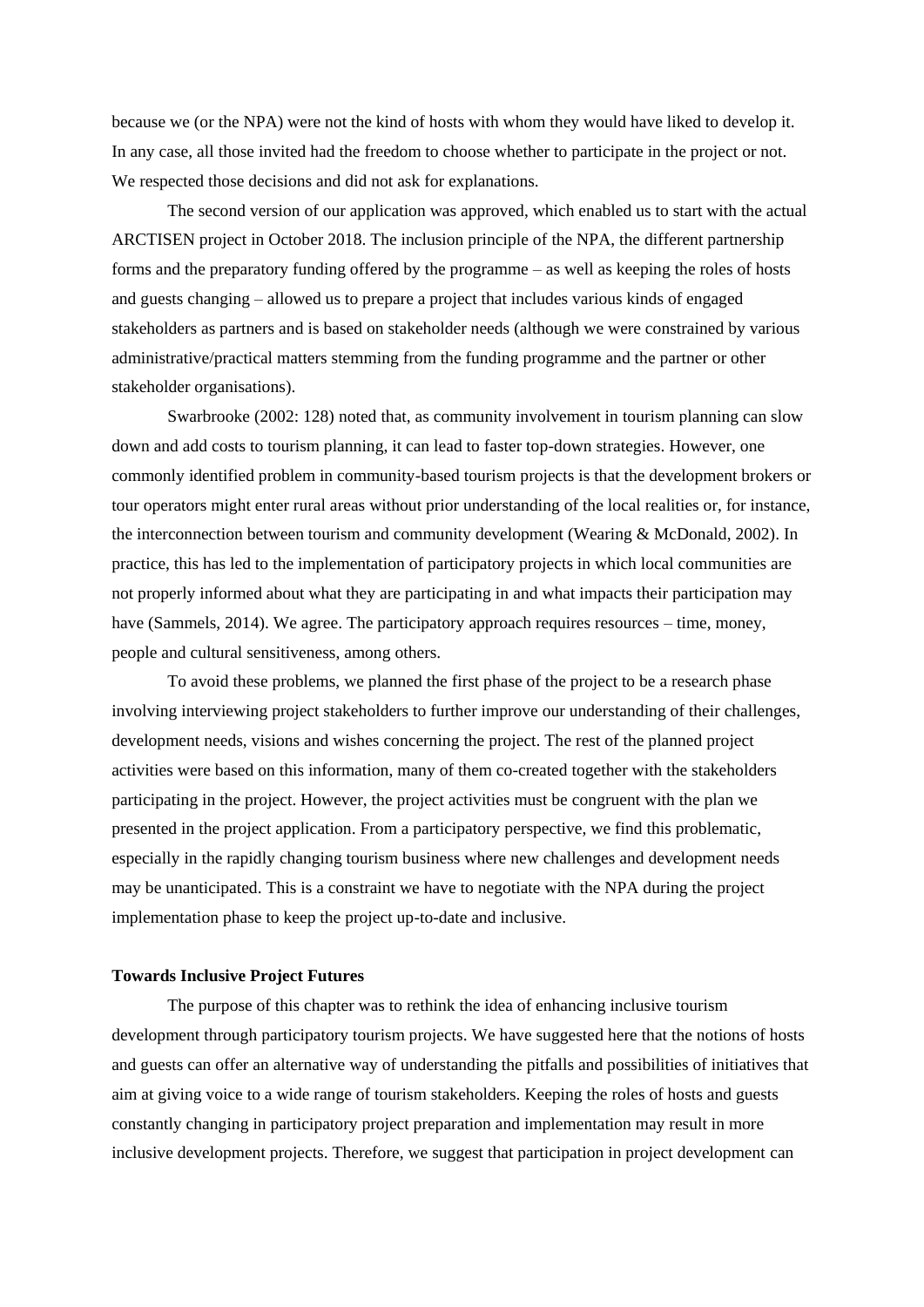because we (or the NPA) were not the kind of hosts with whom they would have liked to develop it. In any case, all those invited had the freedom to choose whether to participate in the project or not. We respected those decisions and did not ask for explanations.

The second version of our application was approved, which enabled us to start with the actual ARCTISEN project in October 2018. The inclusion principle of the NPA, the different partnership forms and the preparatory funding offered by the programme – as well as keeping the roles of hosts and guests changing – allowed us to prepare a project that includes various kinds of engaged stakeholders as partners and is based on stakeholder needs (although we were constrained by various administrative/practical matters stemming from the funding programme and the partner or other stakeholder organisations).

Swarbrooke (2002: 128) noted that, as community involvement in tourism planning can slow down and add costs to tourism planning, it can lead to faster top-down strategies. However, one commonly identified problem in community-based tourism projects is that the development brokers or tour operators might enter rural areas without prior understanding of the local realities or, for instance, the interconnection between tourism and community development (Wearing & McDonald, 2002). In practice, this has led to the implementation of participatory projects in which local communities are not properly informed about what they are participating in and what impacts their participation may have (Sammels, 2014). We agree. The participatory approach requires resources – time, money, people and cultural sensitiveness, among others.

To avoid these problems, we planned the first phase of the project to be a research phase involving interviewing project stakeholders to further improve our understanding of their challenges, development needs, visions and wishes concerning the project. The rest of the planned project activities were based on this information, many of them co-created together with the stakeholders participating in the project. However, the project activities must be congruent with the plan we presented in the project application. From a participatory perspective, we find this problematic, especially in the rapidly changing tourism business where new challenges and development needs may be unanticipated. This is a constraint we have to negotiate with the NPA during the project implementation phase to keep the project up-to-date and inclusive.

## Towards Inclusive Project Futures

The purpose of this chapter was to rethink the idea of enhancing inclusive tourism development through participatory tourism projects. We have suggested here that the notions of hosts and guests can offer an alternative way of understanding the pitfalls and possibilities of initiatives that aim at giving voice to a wide range of tourism stakeholders. Keeping the roles of hosts and guests constantly changing in participatory project preparation and implementation may result in more inclusive development projects. Therefore, we suggest that participation in project development can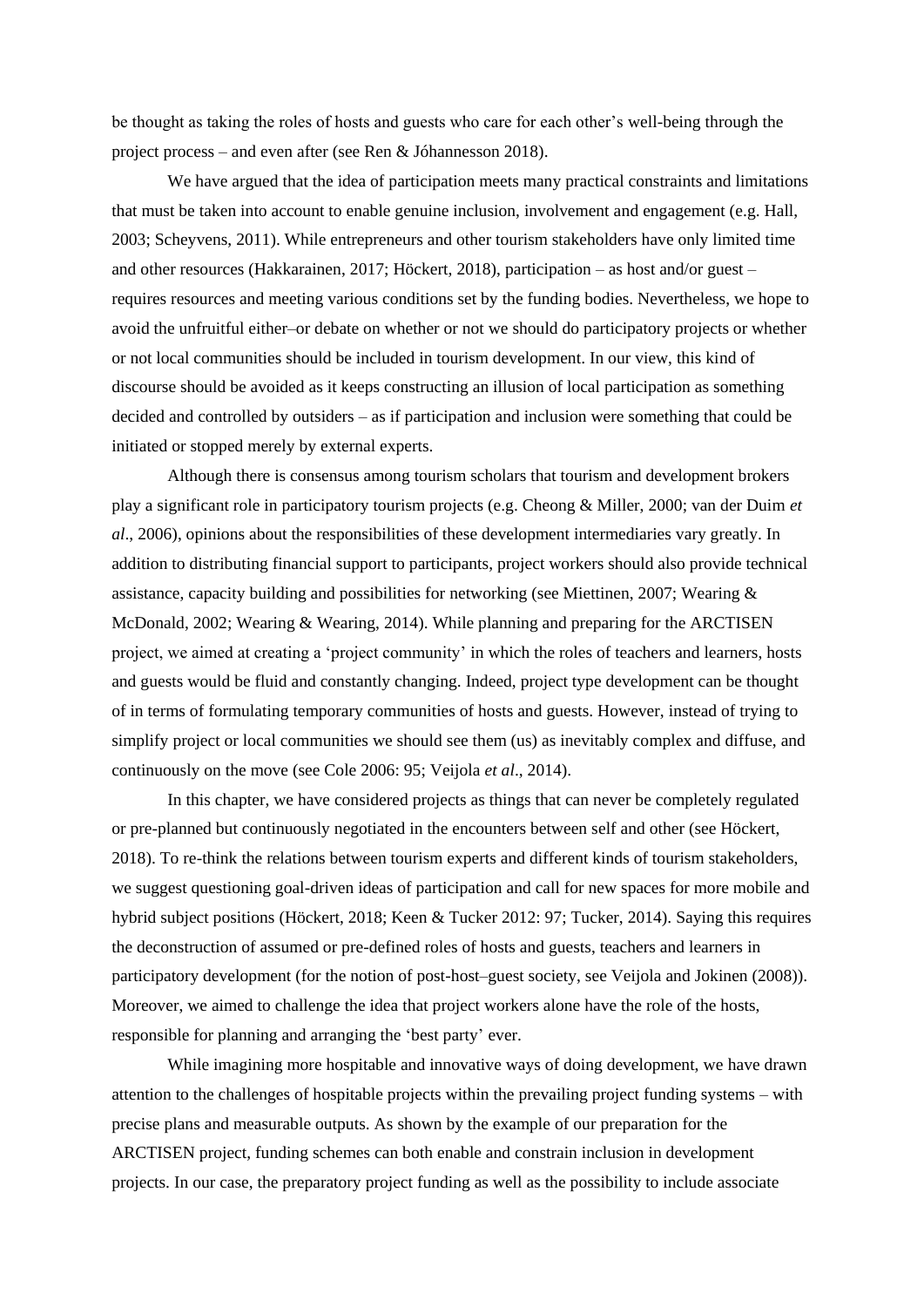be thought as taking the roles of hosts and guests who care for each other's well-being through the project process – and even after (see Ren & Jóhannesson 2018).

We have argued that the idea of participation meets many practical constraints and limitations that must be taken into account to enable genuine inclusion, involvement and engagement (e.g. Hall, 2003; Scheyvens, 2011). While entrepreneurs and other tourism stakeholders have only limited time and other resources (Hakkarainen, 2017; Höckert, 2018), participation – as host and/or guest – requires resources and meeting various conditions set by the funding bodies. Nevertheless, we hope to avoid the unfruitful either–or debate on whether or not we should do participatory projects or whether or not local communities should be included in tourism development. In our view, this kind of discourse should be avoided as it keeps constructing an illusion of local participation as something decided and controlled by outsiders – as if participation and inclusion were something that could be initiated or stopped merely by external experts.

Although there is consensus among tourism scholars that tourism and development brokers play a significant role in participatory tourism projects (e.g. Cheong & Miller, 2000; van der Duim *et al*., 2006), opinions about the responsibilities of these development intermediaries vary greatly. In addition to distributing financial support to participants, project workers should also provide technical assistance, capacity building and possibilities for networking (see Miettinen, 2007; Wearing & McDonald, 2002; Wearing & Wearing, 2014). While planning and preparing for the ARCTISEN project, we aimed at creating a 'project community' in which the roles of teachers and learners, hosts and guests would be fluid and constantly changing. Indeed, project type development can be thought of in terms of formulating temporary communities of hosts and guests. However, instead of trying to simplify project or local communities we should see them (us) as inevitably complex and diffuse, and continuously on the move (see Cole 2006: 95; Veijola *et al*., 2014).

In this chapter, we have considered projects as things that can never be completely regulated or pre-planned but continuously negotiated in the encounters between self and other (see Höckert, 2018). To re-think the relations between tourism experts and different kinds of tourism stakeholders, we suggest questioning goal-driven ideas of participation and call for new spaces for more mobile and hybrid subject positions (Höckert, 2018; Keen & Tucker 2012: 97; Tucker, 2014). Saying this requires the deconstruction of assumed or pre-defined roles of hosts and guests, teachers and learners in participatory development (for the notion of post-host–guest society, see Veijola and Jokinen (2008)). Moreover, we aimed to challenge the idea that project workers alone have the role of the hosts, responsible for planning and arranging the 'best party' ever.

While imagining more hospitable and innovative ways of doing development, we have drawn attention to the challenges of hospitable projects within the prevailing project funding systems – with precise plans and measurable outputs. As shown by the example of our preparation for the ARCTISEN project, funding schemes can both enable and constrain inclusion in development projects. In our case, the preparatory project funding as well as the possibility to include associate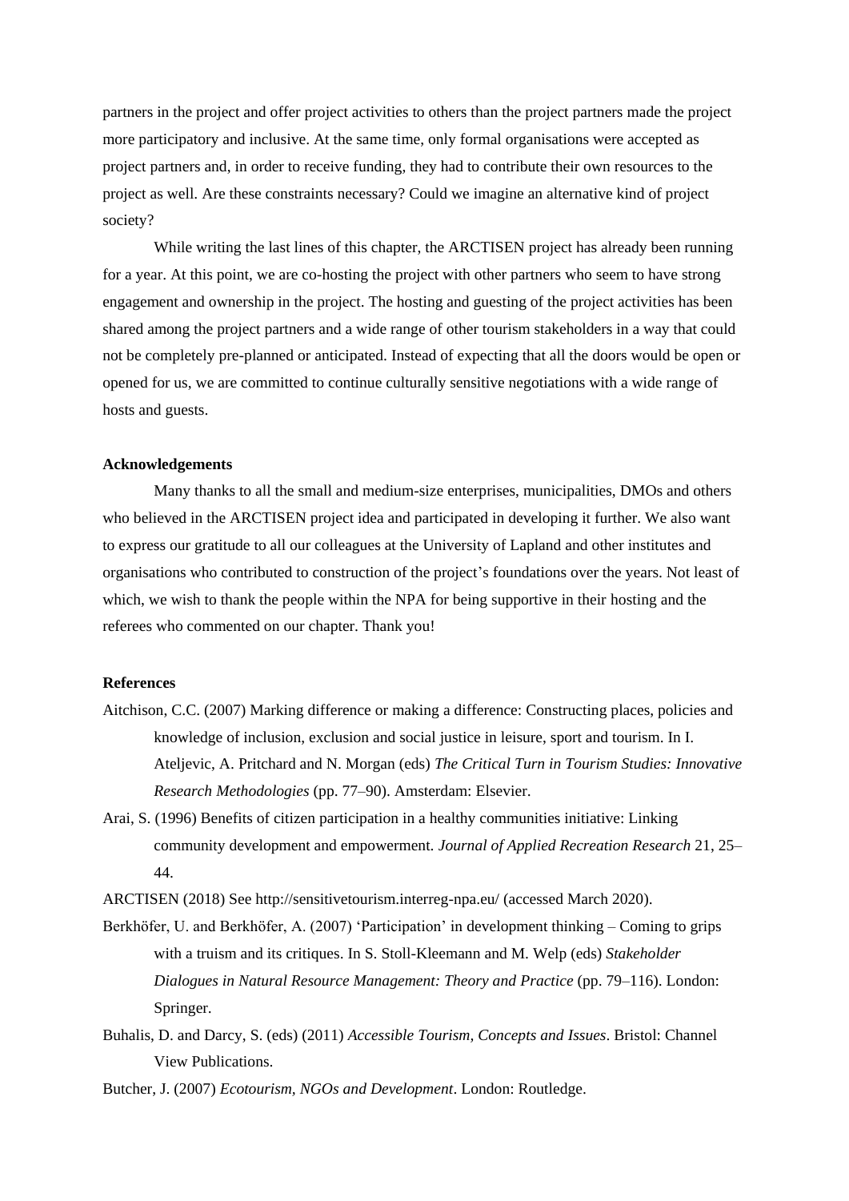partners in the project and offer project activities to others than the project partners made the project more participatory and inclusive. At the same time, only formal organisations were accepted as project partners and, in order to receive funding, they had to contribute their own resources to the project as well. Are these constraints necessary? Could we imagine an alternative kind of project society?

While writing the last lines of this chapter, the ARCTISEN project has already been running for a year. At this point, we are co-hosting the project with other partners who seem to have strong engagement and ownership in the project. The hosting and guesting of the project activities has been shared among the project partners and a wide range of other tourism stakeholders in a way that could not be completely pre-planned or anticipated. Instead of expecting that all the doors would be open or opened for us, we are committed to continue culturally sensitive negotiations with a wide range of hosts and guests.

**Acknowledgements**

Many thanks to all the small and medium-size enterprises, municipalities, DMOs and others who believed in the ARCTISEN project idea and participated in developing it further. We also want to express our gratitude to all our colleagues at the University of Lapland and other institutes and organisations who contributed to construction of the project's foundations over the years. Not least of which, we wish to thank the people within the NPA for being supportive in their hosting and the referees who commented on our chapter. Thank you!

**References**

Aitchison, C.C. (2007) Marking difference or making a difference: Constructing places, policies and knowledge of inclusion, exclusion and social justice in leisure, sport and tourism. In I. Ateljevic, A. Pritchard and N. Morgan (eds) *The Critical Turn in Tourism Studies: Innovative Research Methodologies* (pp. 77–90). Amsterdam: Elsevier.

Arai, S. (1996) Benefits of citizen participation in a healthy communities initiative: Linking community development and empowerment. *Journal of Applied Recreation Research* 21, 25–44.

ARCTISEN (2018) See http://sensitivetourism.interreg-npa.eu/ (accessed March 2020).

Berkhöfer, U. and Berkhöfer, A. (2007) 'Participation' in development thinking – Coming to grips with a truism and its critiques. In S. Stoll-Kleemann and M. Welp (eds) *Stakeholder Dialogues in Natural Resource Management: Theory and Practice* (pp. 79–116). London: Springer.

Buhalis, D. and Darcy, S. (eds) (2011) *Accessible Tourism, Concepts and Issues*. Bristol: Channel View Publications.

Butcher, J. (2007) *Ecotourism, NGOs and Development*. London: Routledge.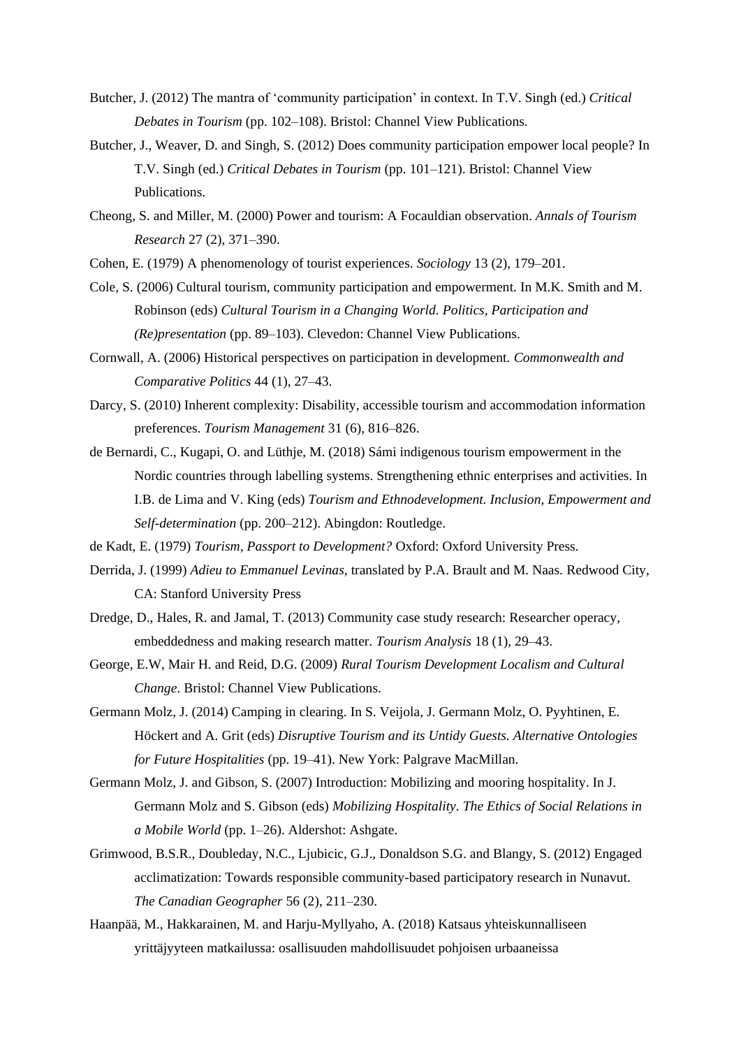Butcher, J. (2012) The mantra of 'community participation' in context. In T.V. Singh (ed.) *Critical Debates in Tourism* (pp. 102–108). Bristol: Channel View Publications.

Butcher, J., Weaver, D. and Singh, S. (2012) Does community participation empower local people? In T.V. Singh (ed.) *Critical Debates in Tourism* (pp. 101–121). Bristol: Channel View Publications.

Cheong, S. and Miller, M. (2000) Power and tourism: A Focauldian observation. *Annals of Tourism Research* 27 (2), 371–390.

Cohen, E. (1979) A phenomenology of tourist experiences. *Sociology* 13 (2), 179–201.

Cole, S. (2006) Cultural tourism, community participation and empowerment. In M.K. Smith and M. Robinson (eds) *Cultural Tourism in a Changing World. Politics, Participation and (Re)presentation* (pp. 89–103). Clevedon: Channel View Publications.

Cornwall, A. (2006) Historical perspectives on participation in development. *Commonwealth and Comparative Politics* 44 (1), 27–43.

Darcy, S. (2010) Inherent complexity: Disability, accessible tourism and accommodation information preferences. *Tourism Management* 31 (6), 816–826.

de Bernardi, C., Kugapi, O. and Lüthje, M. (2018) Sámi indigenous tourism empowerment in the Nordic countries through labelling systems. Strengthening ethnic enterprises and activities. In I.B. de Lima and V. King (eds) *Tourism and Ethnodevelopment. Inclusion, Empowerment and Self-determination* (pp. 200–212). Abingdon: Routledge.

de Kadt, E. (1979) *Tourism, Passport to Development?* Oxford: Oxford University Press.

Derrida, J. (1999) *Adieu to Emmanuel Levinas*, translated by P.A. Brault and M. Naas. Redwood City, CA: Stanford University Press

Dredge, D., Hales, R. and Jamal, T. (2013) Community case study research: Researcher operacy, embeddedness and making research matter. *Tourism Analysis* 18 (1), 29–43.

George, E.W, Mair H. and Reid, D.G. (2009) *Rural Tourism Development Localism and Cultural Change*. Bristol: Channel View Publications.

Germann Molz, J. (2014) Camping in clearing. In S. Veijola, J. Germann Molz, O. Pyyhtinen, E. Höckert and A. Grit (eds) *Disruptive Tourism and its Untidy Guests. Alternative Ontologies for Future Hospitalities* (pp. 19–41). New York: Palgrave MacMillan.

Germann Molz, J. and Gibson, S. (2007) Introduction: Mobilizing and mooring hospitality. In J. Germann Molz and S. Gibson (eds) *Mobilizing Hospitality. The Ethics of Social Relations in a Mobile World* (pp. 1–26). Aldershot: Ashgate.

Grimwood, B.S.R., Doubleday, N.C., Ljubicic, G.J., Donaldson S.G. and Blangy, S. (2012) Engaged acclimatization: Towards responsible community-based participatory research in Nunavut. *The Canadian Geographer* 56 (2), 211–230.

Haanpää, M., Hakkarainen, M. and Harju-Myllyaho, A. (2018) Katsaus yhteiskunnalliseen yrittäjyyteen matkailussa: osallisuuden mahdollisuudet pohjoisen urbaaneissa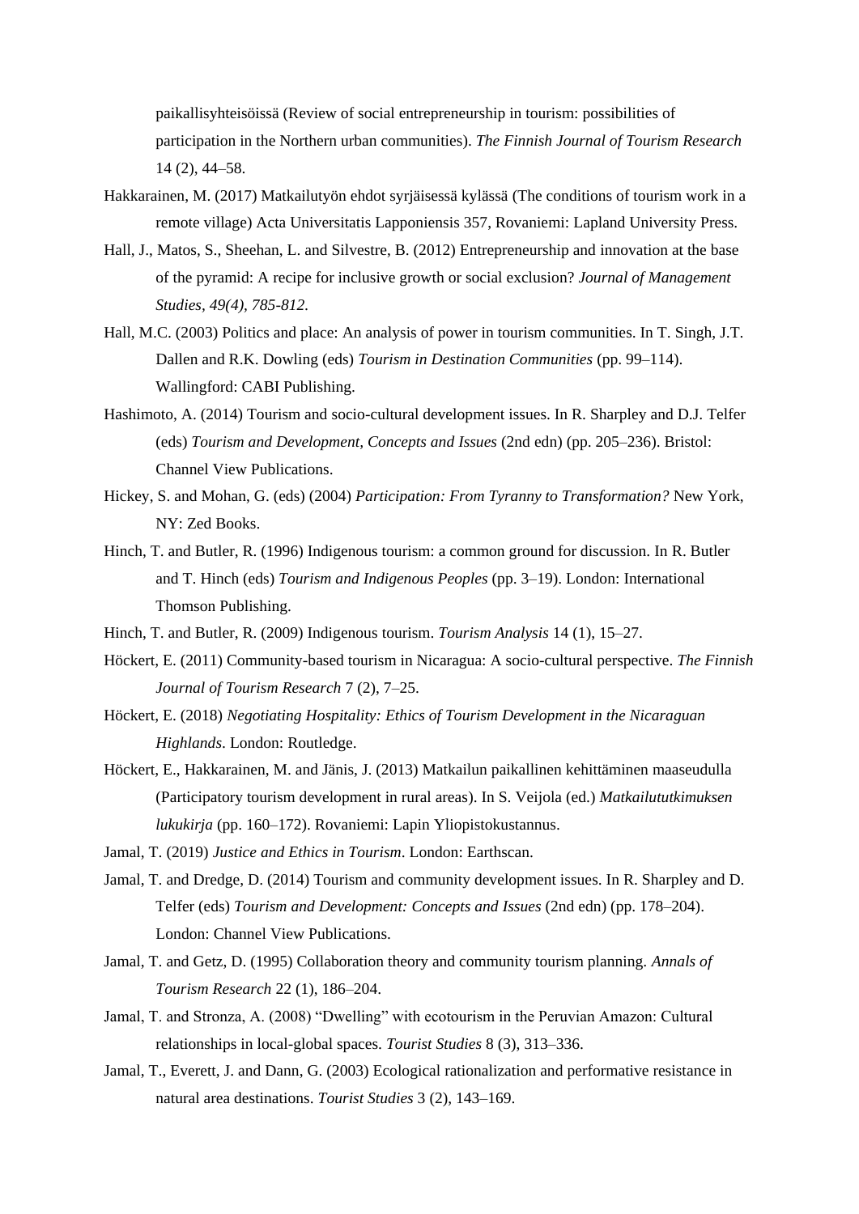paikallisyhteisöissä (Review of social entrepreneurship in tourism: possibilities of participation in the Northern urban communities). *The Finnish Journal of Tourism Research* 14 (2), 44–58.

Hakkarainen, M. (2017) Matkailutyön ehdot syrjäisessä kylässä (The conditions of tourism work in a remote village) Acta Universitatis Lapponiensis 357, Rovaniemi: Lapland University Press.

Hall, J., Matos, S., Sheehan, L. and Silvestre, B. (2012) Entrepreneurship and innovation at the base of the pyramid: A recipe for inclusive growth or social exclusion? *Journal of Management Studies, 49(4), 785-812.*

Hall, M.C. (2003) Politics and place: An analysis of power in tourism communities. In T. Singh, J.T. Dallen and R.K. Dowling (eds) *Tourism in Destination Communities* (pp. 99–114). Wallingford: CABI Publishing.

Hashimoto, A. (2014) Tourism and socio-cultural development issues. In R. Sharpley and D.J. Telfer (eds) *Tourism and Development, Concepts and Issues* (2nd edn) (pp. 205–236). Bristol: Channel View Publications.

Hickey, S. and Mohan, G. (eds) (2004) *Participation: From Tyranny to Transformation?* New York, NY: Zed Books.

Hinch, T. and Butler, R. (1996) Indigenous tourism: a common ground for discussion. In R. Butler and T. Hinch (eds) *Tourism and Indigenous Peoples* (pp. 3–19). London: International Thomson Publishing.

Hinch, T. and Butler, R. (2009) Indigenous tourism. *Tourism Analysis* 14 (1), 15–27.

Höckert, E. (2011) Community-based tourism in Nicaragua: A socio-cultural perspective. *The Finnish Journal of Tourism Research* 7 (2), 7–25.

Höckert, E. (2018) *Negotiating Hospitality: Ethics of Tourism Development in the Nicaraguan Highlands*. London: Routledge.

Höckert, E., Hakkarainen, M. and Jänis, J. (2013) Matkailun paikallinen kehittäminen maaseudulla (Participatory tourism development in rural areas). In S. Veijola (ed.) *Matkailututkimuksen lukukirja* (pp. 160–172). Rovaniemi: Lapin Yliopistokustannus.

Jamal, T. (2019) *Justice and Ethics in Tourism*. London: Earthscan.

Jamal, T. and Dredge, D. (2014) Tourism and community development issues. In R. Sharpley and D. Telfer (eds) *Tourism and Development: Concepts and Issues* (2nd edn) (pp. 178–204). London: Channel View Publications.

Jamal, T. and Getz, D. (1995) Collaboration theory and community tourism planning. *Annals of Tourism Research* 22 (1), 186–204.

Jamal, T. and Stronza, A. (2008) "Dwelling" with ecotourism in the Peruvian Amazon: Cultural relationships in local-global spaces. *Tourist Studies* 8 (3), 313–336.

Jamal, T., Everett, J. and Dann, G. (2003) Ecological rationalization and performative resistance in natural area destinations. *Tourist Studies* 3 (2), 143–169.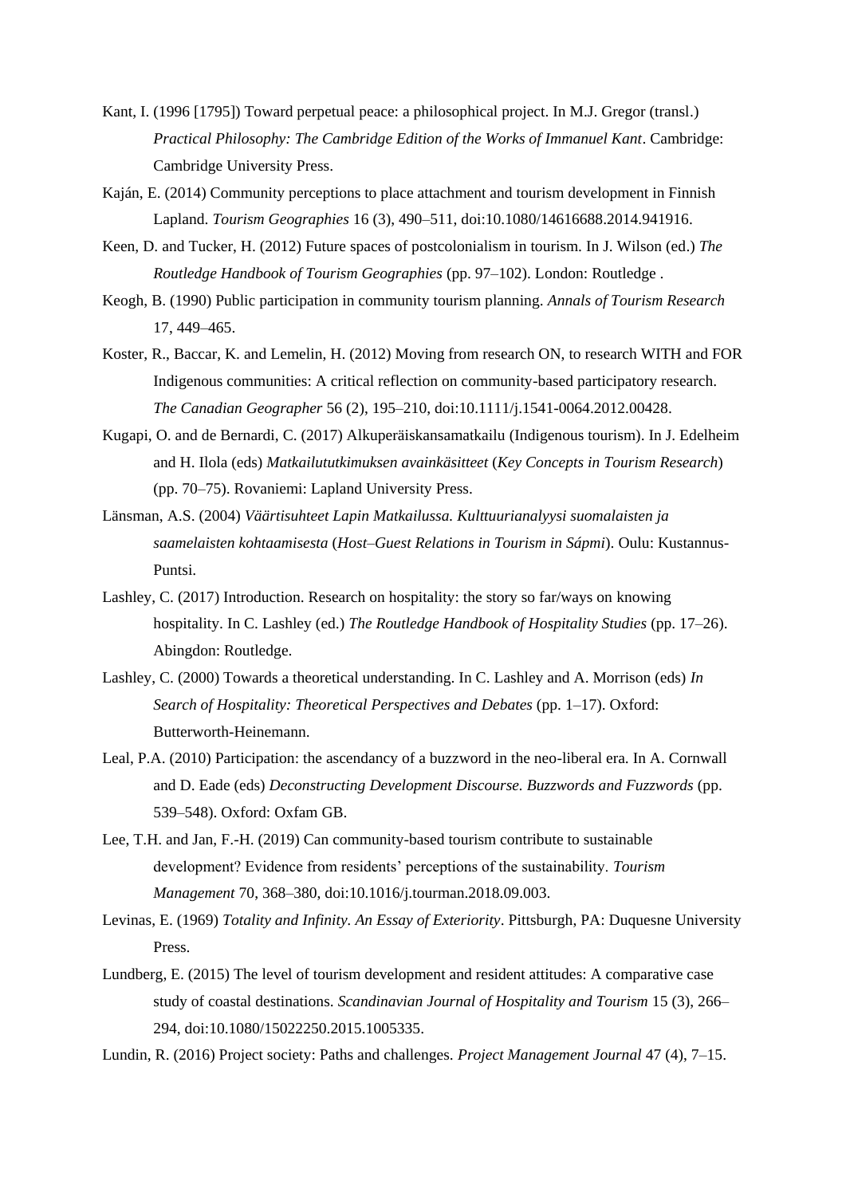Kant, I. (1996 [1795]) Toward perpetual peace: a philosophical project. In M.J. Gregor (transl.) *Practical Philosophy: The Cambridge Edition of the Works of Immanuel Kant*. Cambridge: Cambridge University Press.

Kaján, E. (2014) Community perceptions to place attachment and tourism development in Finnish Lapland. *Tourism Geographies* 16 (3), 490–511, doi:10.1080/14616688.2014.941916.

Keen, D. and Tucker, H. (2012) Future spaces of postcolonialism in tourism. In J. Wilson (ed.) *The Routledge Handbook of Tourism Geographies* (pp. 97–102). London: Routledge .

Keogh, B. (1990) Public participation in community tourism planning. *Annals of Tourism Research* 17, 449–465.

Koster, R., Baccar, K. and Lemelin, H. (2012) Moving from research ON, to research WITH and FOR Indigenous communities: A critical reflection on community-based participatory research. *The Canadian Geographer* 56 (2), 195–210, doi:10.1111/j.1541-0064.2012.00428.

Kugapi, O. and de Bernardi, C. (2017) Alkuperäiskansamatkailu (Indigenous tourism). In J. Edelheim and H. Ilola (eds) *Matkailututkimuksen avainkäsitteet* (*Key Concepts in Tourism Research*) (pp. 70–75). Rovaniemi: Lapland University Press.

Länsman, A.S. (2004) *Väärtisuhteet Lapin Matkailussa. Kulttuurianalyysi suomalaisten ja saamelaisten kohtaamisesta* (*Host–Guest Relations in Tourism in Sápmi*). Oulu: Kustannus-Puntsi.

Lashley, C. (2017) Introduction. Research on hospitality: the story so far/ways on knowing hospitality. In C. Lashley (ed.) *The Routledge Handbook of Hospitality Studies* (pp. 17–26). Abingdon: Routledge.

Lashley, C. (2000) Towards a theoretical understanding. In C. Lashley and A. Morrison (eds) *In Search of Hospitality: Theoretical Perspectives and Debates* (pp. 1–17). Oxford: Butterworth-Heinemann.

Leal, P.A. (2010) Participation: the ascendancy of a buzzword in the neo-liberal era. In A. Cornwall and D. Eade (eds) *Deconstructing Development Discourse. Buzzwords and Fuzzwords* (pp. 539–548). Oxford: Oxfam GB.

Lee, T.H. and Jan, F.-H. (2019) Can community-based tourism contribute to sustainable development? Evidence from residents' perceptions of the sustainability. *Tourism Management* 70, 368–380, doi:10.1016/j.tourman.2018.09.003.

Levinas, E. (1969) *Totality and Infinity. An Essay of Exteriority*. Pittsburgh, PA: Duquesne University Press.

Lundberg, E. (2015) The level of tourism development and resident attitudes: A comparative case study of coastal destinations. *Scandinavian Journal of Hospitality and Tourism* 15 (3), 266–294, doi:10.1080/15022250.2015.1005335.

Lundin, R. (2016) Project society: Paths and challenges. *Project Management Journal* 47 (4), 7–15.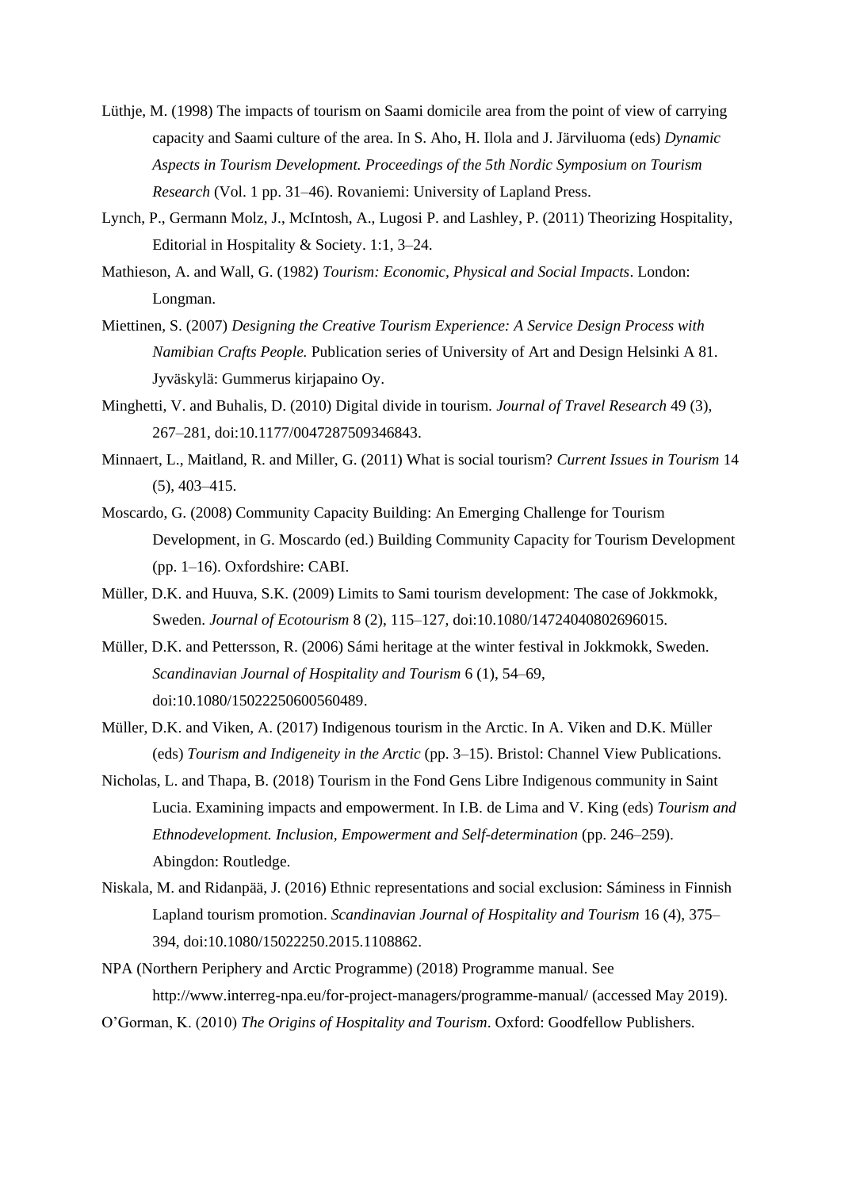Lüthje, M. (1998) The impacts of tourism on Saami domicile area from the point of view of carrying capacity and Saami culture of the area. In S. Aho, H. Ilola and J. Järviluoma (eds) *Dynamic Aspects in Tourism Development. Proceedings of the 5th Nordic Symposium on Tourism Research* (Vol. 1 pp. 31–46). Rovaniemi: University of Lapland Press.

Lynch, P., Germann Molz, J., McIntosh, A., Lugosi P. and Lashley, P. (2011) Theorizing Hospitality, Editorial in Hospitality & Society. 1:1, 3–24.

Mathieson, A. and Wall, G. (1982) *Tourism: Economic, Physical and Social Impacts*. London: Longman.

Miettinen, S. (2007) *Designing the Creative Tourism Experience: A Service Design Process with Namibian Crafts People.* Publication series of University of Art and Design Helsinki A 81. Jyväskylä: Gummerus kirjapaino Oy.

Minghetti, V. and Buhalis, D. (2010) Digital divide in tourism. *Journal of Travel Research* 49 (3), 267–281, doi:10.1177/0047287509346843.

Minnaert, L., Maitland, R. and Miller, G. (2011) What is social tourism? *Current Issues in Tourism* 14 (5), 403–415.

Moscardo, G. (2008) Community Capacity Building: An Emerging Challenge for Tourism Development, in G. Moscardo (ed.) Building Community Capacity for Tourism Development (pp. 1–16). Oxfordshire: CABI.

Müller, D.K. and Huuva, S.K. (2009) Limits to Sami tourism development: The case of Jokkmokk, Sweden. *Journal of Ecotourism* 8 (2), 115–127, doi:10.1080/14724040802696015.

Müller, D.K. and Pettersson, R. (2006) Sámi heritage at the winter festival in Jokkmokk, Sweden. *Scandinavian Journal of Hospitality and Tourism* 6 (1), 54–69, doi:10.1080/15022250600560489.

Müller, D.K. and Viken, A. (2017) Indigenous tourism in the Arctic. In A. Viken and D.K. Müller (eds) *Tourism and Indigeneity in the Arctic* (pp. 3–15). Bristol: Channel View Publications.

Nicholas, L. and Thapa, B. (2018) Tourism in the Fond Gens Libre Indigenous community in Saint Lucia. Examining impacts and empowerment. In I.B. de Lima and V. King (eds) *Tourism and Ethnodevelopment. Inclusion, Empowerment and Self-determination* (pp. 246–259). Abingdon: Routledge.

Niskala, M. and Ridanpää, J. (2016) Ethnic representations and social exclusion: Sáminess in Finnish Lapland tourism promotion. *Scandinavian Journal of Hospitality and Tourism* 16 (4), 375–394, doi:10.1080/15022250.2015.1108862.

NPA (Northern Periphery and Arctic Programme) (2018) Programme manual. See http://www.interreg-npa.eu/for-project-managers/programme-manual/ (accessed May 2019).

O'Gorman, K. (2010) *The Origins of Hospitality and Tourism*. Oxford: Goodfellow Publishers.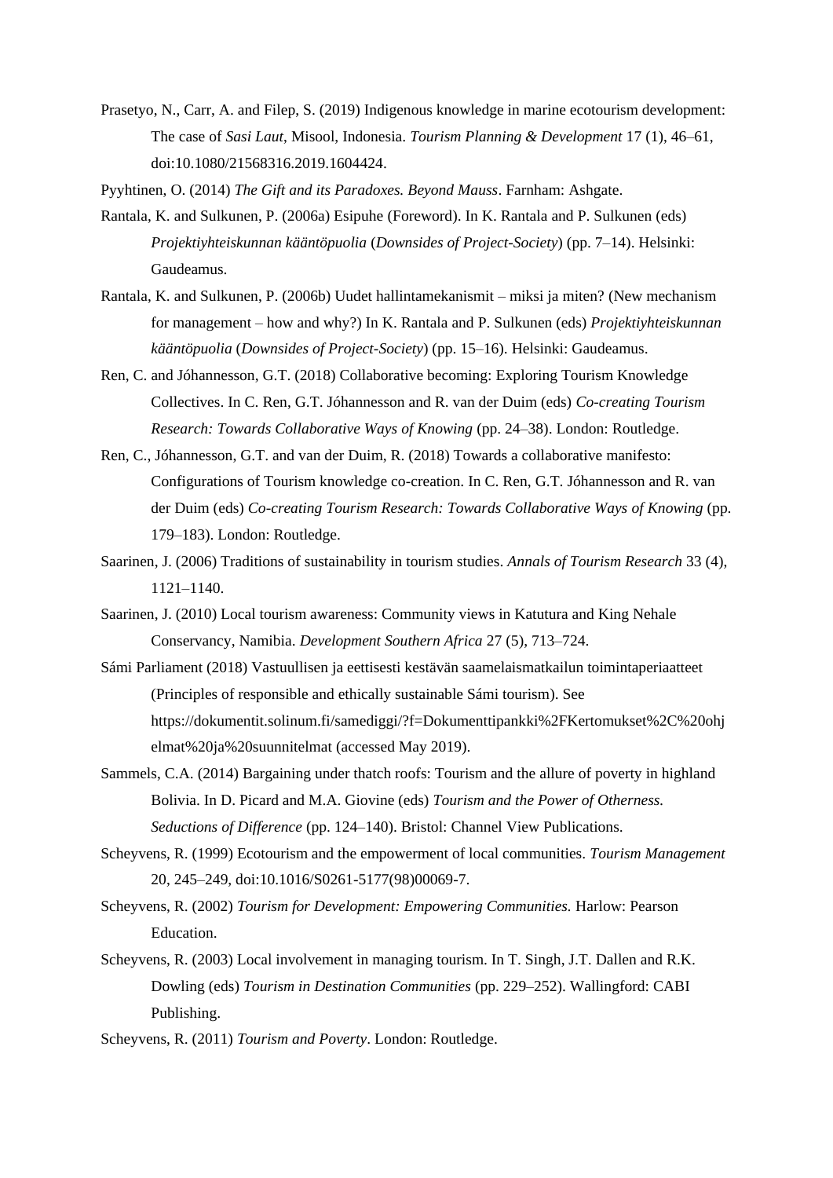Prasetyo, N., Carr, A. and Filep, S. (2019) Indigenous knowledge in marine ecotourism development: The case of *Sasi Laut*, Misool, Indonesia. *Tourism Planning & Development* 17 (1), 46–61, doi:10.1080/21568316.2019.1604424.

Pyyhtinen, O. (2014) *The Gift and its Paradoxes. Beyond Mauss*. Farnham: Ashgate.

Rantala, K. and Sulkunen, P. (2006a) Esipuhe (Foreword). In K. Rantala and P. Sulkunen (eds) *Projektiyhteiskunnan kääntöpuolia* (*Downsides of Project-Society*) (pp. 7–14). Helsinki: Gaudeamus.

Rantala, K. and Sulkunen, P. (2006b) Uudet hallintamekanismit – miksi ja miten? (New mechanism for management – how and why?) In K. Rantala and P. Sulkunen (eds) *Projektiyhteiskunnan kääntöpuolia* (*Downsides of Project-Society*) (pp. 15–16). Helsinki: Gaudeamus.

Ren, C. and Jóhannesson, G.T. (2018) Collaborative becoming: Exploring Tourism Knowledge Collectives. In C. Ren, G.T. Jóhannesson and R. van der Duim (eds) *Co-creating Tourism Research: Towards Collaborative Ways of Knowing* (pp. 24–38). London: Routledge.

Ren, C., Jóhannesson, G.T. and van der Duim, R. (2018) Towards a collaborative manifesto: Configurations of Tourism knowledge co-creation. In C. Ren, G.T. Jóhannesson and R. van der Duim (eds) *Co-creating Tourism Research: Towards Collaborative Ways of Knowing* (pp. 179–183). London: Routledge.

Saarinen, J. (2006) Traditions of sustainability in tourism studies. *Annals of Tourism Research* 33 (4), 1121–1140.

Saarinen, J. (2010) Local tourism awareness: Community views in Katutura and King Nehale Conservancy, Namibia. *Development Southern Africa* 27 (5), 713–724.

Sámi Parliament (2018) Vastuullisen ja eettisesti kestävän saamelaismatkailun toimintaperiaatteet (Principles of responsible and ethically sustainable Sámi tourism). See https://dokumentit.solinum.fi/samediggi/?f=Dokumenttipankki%2FKertomukset%2C%20ohjelmat%20ja%20suunnitelmat (accessed May 2019).

Sammels, C.A. (2014) Bargaining under thatch roofs: Tourism and the allure of poverty in highland Bolivia. In D. Picard and M.A. Giovine (eds) *Tourism and the Power of Otherness. Seductions of Difference* (pp. 124–140). Bristol: Channel View Publications.

Scheyvens, R. (1999) Ecotourism and the empowerment of local communities. *Tourism Management* 20, 245–249, doi:10.1016/S0261-5177(98)00069-7.

Scheyvens, R. (2002) *Tourism for Development: Empowering Communities.* Harlow: Pearson Education.

Scheyvens, R. (2003) Local involvement in managing tourism. In T. Singh, J.T. Dallen and R.K. Dowling (eds) *Tourism in Destination Communities* (pp. 229–252). Wallingford: CABI Publishing.

Scheyvens, R. (2011) *Tourism and Poverty*. London: Routledge.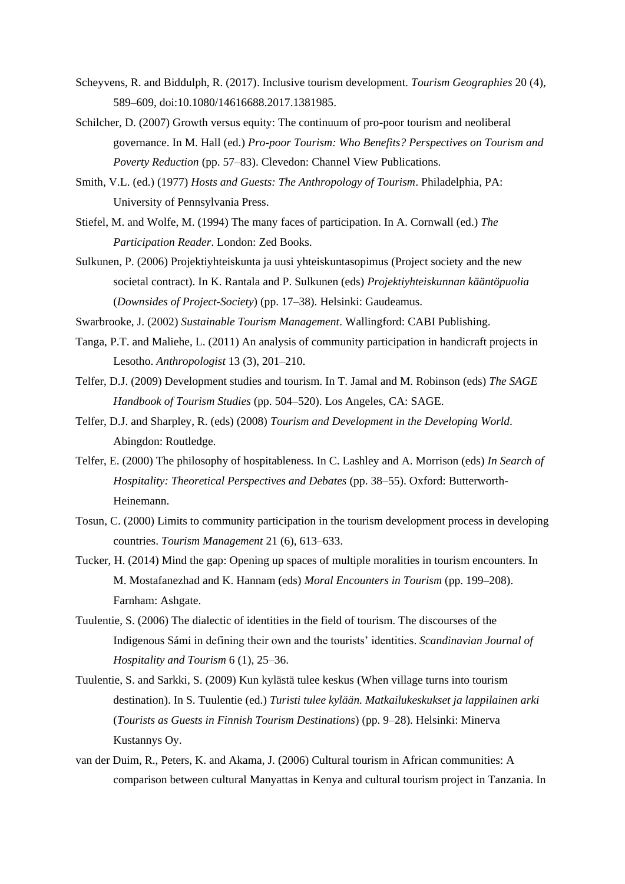Scheyvens, R. and Biddulph, R. (2017). Inclusive tourism development. *Tourism Geographies* 20 (4), 589–609, doi:10.1080/14616688.2017.1381985.

Schilcher, D. (2007) Growth versus equity: The continuum of pro-poor tourism and neoliberal governance. In M. Hall (ed.) *Pro-poor Tourism: Who Benefits? Perspectives on Tourism and Poverty Reduction* (pp. 57–83). Clevedon: Channel View Publications.

Smith, V.L. (ed.) (1977) *Hosts and Guests: The Anthropology of Tourism*. Philadelphia, PA: University of Pennsylvania Press.

Stiefel, M. and Wolfe, M. (1994) The many faces of participation. In A. Cornwall (ed.) *The Participation Reader*. London: Zed Books.

Sulkunen, P. (2006) Projektiyhteiskunta ja uusi yhteiskuntasopimus (Project society and the new societal contract). In K. Rantala and P. Sulkunen (eds) *Projektiyhteiskunnan kääntöpuolia* (*Downsides of Project-Society*) (pp. 17–38). Helsinki: Gaudeamus.

Swarbrooke, J. (2002) *Sustainable Tourism Management*. Wallingford: CABI Publishing.

Tanga, P.T. and Maliehe, L. (2011) An analysis of community participation in handicraft projects in Lesotho. *Anthropologist* 13 (3), 201–210.

Telfer, D.J. (2009) Development studies and tourism. In T. Jamal and M. Robinson (eds) *The SAGE Handbook of Tourism Studies* (pp. 504–520). Los Angeles, CA: SAGE.

Telfer, D.J. and Sharpley, R. (eds) (2008) *Tourism and Development in the Developing World*. Abingdon: Routledge.

Telfer, E. (2000) The philosophy of hospitableness. In C. Lashley and A. Morrison (eds) *In Search of Hospitality: Theoretical Perspectives and Debates* (pp. 38–55). Oxford: Butterworth-Heinemann.

Tosun, C. (2000) Limits to community participation in the tourism development process in developing countries. *Tourism Management* 21 (6), 613–633.

Tucker, H. (2014) Mind the gap: Opening up spaces of multiple moralities in tourism encounters. In M. Mostafanezhad and K. Hannam (eds) *Moral Encounters in Tourism* (pp. 199–208). Farnham: Ashgate.

Tuulentie, S. (2006) The dialectic of identities in the field of tourism. The discourses of the Indigenous Sámi in defining their own and the tourists' identities. *Scandinavian Journal of Hospitality and Tourism* 6 (1), 25–36.

Tuulentie, S. and Sarkki, S. (2009) Kun kylästä tulee keskus (When village turns into tourism destination). In S. Tuulentie (ed.) *Turisti tulee kylään. Matkailukeskukset ja lappilainen arki* (*Tourists as Guests in Finnish Tourism Destinations*) (pp. 9–28). Helsinki: Minerva Kustannys Oy.

van der Duim, R., Peters, K. and Akama, J. (2006) Cultural tourism in African communities: A comparison between cultural Manyattas in Kenya and cultural tourism project in Tanzania. In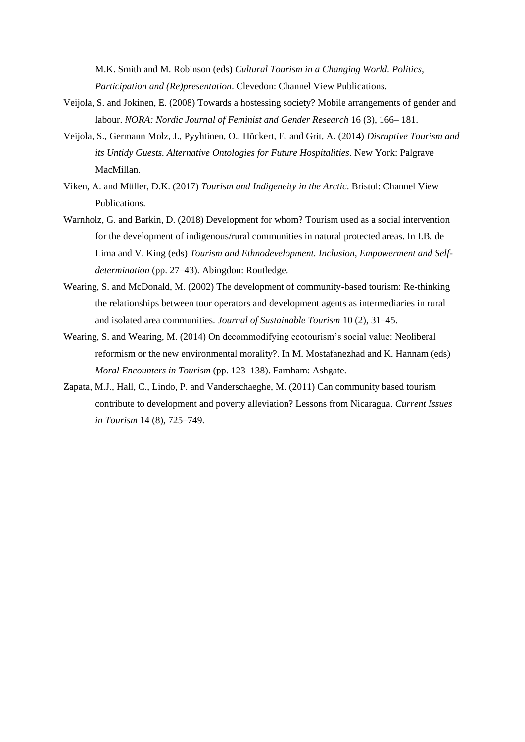M.K. Smith and M. Robinson (eds) *Cultural Tourism in a Changing World. Politics, Participation and (Re)presentation*. Clevedon: Channel View Publications.

Veijola, S. and Jokinen, E. (2008) Towards a hostessing society? Mobile arrangements of gender and labour. *NORA: Nordic Journal of Feminist and Gender Research* 16 (3), 166– 181.

Veijola, S., Germann Molz, J., Pyyhtinen, O., Höckert, E. and Grit, A. (2014) *Disruptive Tourism and its Untidy Guests. Alternative Ontologies for Future Hospitalities*. New York: Palgrave MacMillan.

Viken, A. and Müller, D.K. (2017) *Tourism and Indigeneity in the Arctic*. Bristol: Channel View Publications.

Warnholz, G. and Barkin, D. (2018) Development for whom? Tourism used as a social intervention for the development of indigenous/rural communities in natural protected areas. In I.B. de Lima and V. King (eds) *Tourism and Ethnodevelopment. Inclusion, Empowerment and Self-determination* (pp. 27–43). Abingdon: Routledge.

Wearing, S. and McDonald, M. (2002) The development of community-based tourism: Re-thinking the relationships between tour operators and development agents as intermediaries in rural and isolated area communities. *Journal of Sustainable Tourism* 10 (2), 31–45.

Wearing, S. and Wearing, M. (2014) On decommodifying ecotourism's social value: Neoliberal reformism or the new environmental morality?. In M. Mostafanezhad and K. Hannam (eds) *Moral Encounters in Tourism* (pp. 123–138). Farnham: Ashgate.

Zapata, M.J., Hall, C., Lindo, P. and Vanderschaeghe, M. (2011) Can community based tourism contribute to development and poverty alleviation? Lessons from Nicaragua. *Current Issues in Tourism* 14 (8), 725–749.